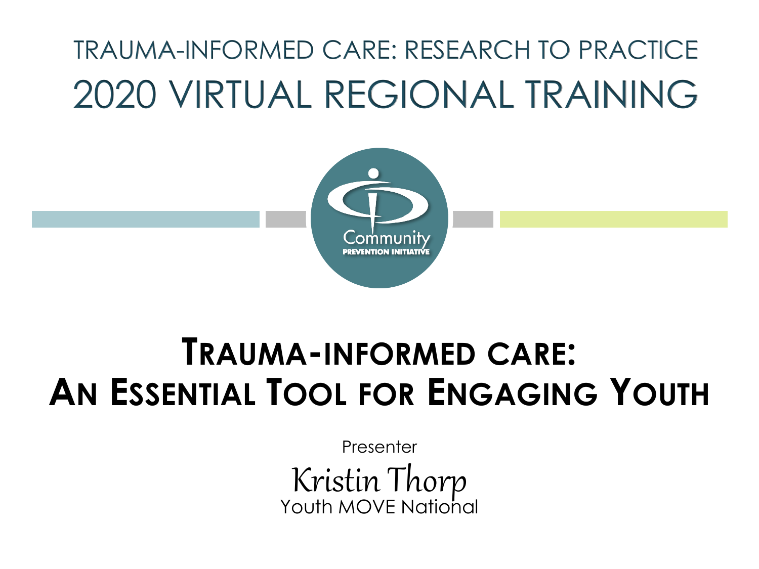TRAUMA-INFORMED CARE: RESEARCH TO PRACTICE

2020 VIRTUAL REGIONAL TRAINING

Community
PREVENTION INITIATIVE

# TRAUMA-INFORMED CARE: AN ESSENTIAL TOOL FOR ENGAGING YOUTH

Presenter

*Kristin Thorp*

Youth MOVE National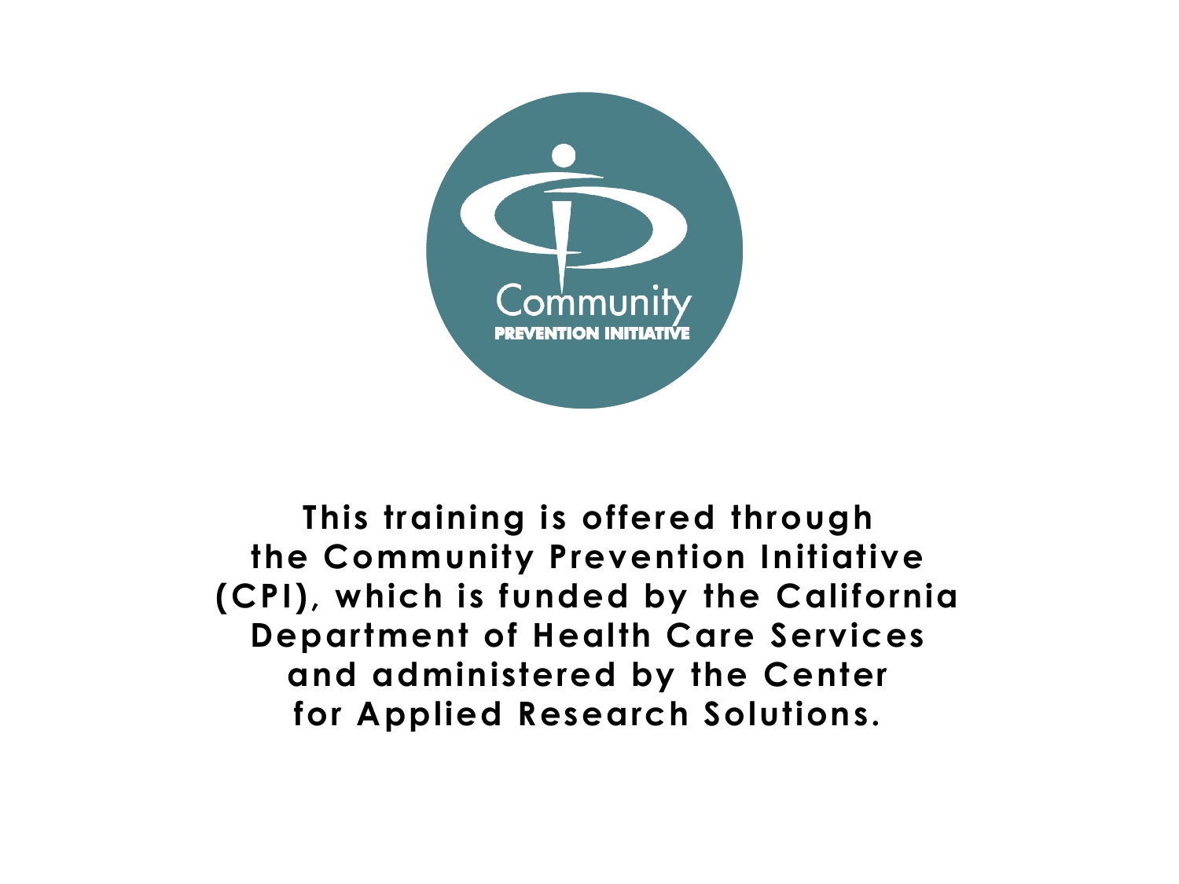Community

PREVENTION INITIATIVE

**This training is offered through the Community Prevention Initiative (CPI), which is funded by the California Department of Health Care Services and administered by the Center for Applied Research Solutions.**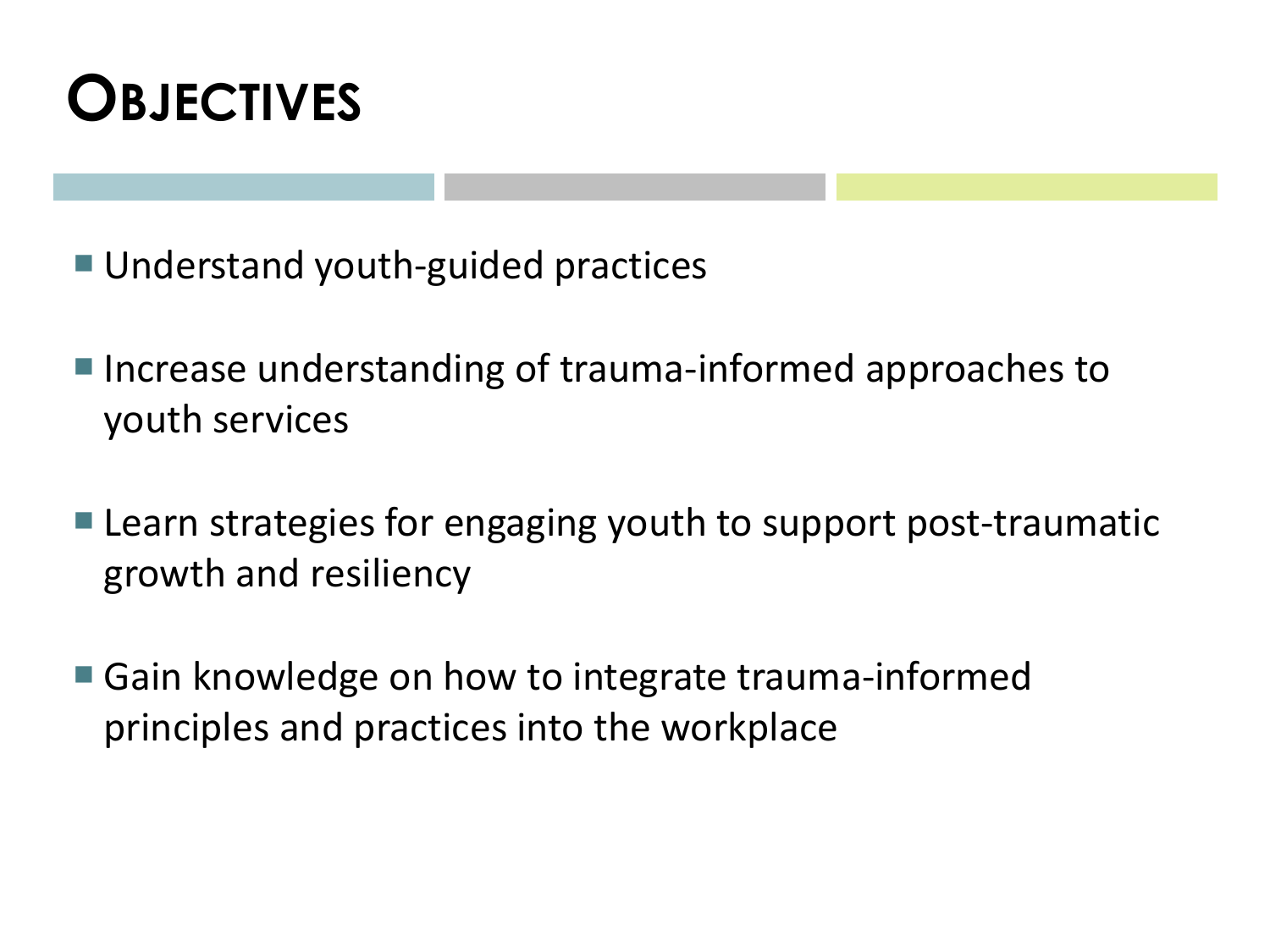# Objectives

- Understand youth-guided practices
- Increase understanding of trauma-informed approaches to youth services
- Learn strategies for engaging youth to support post-traumatic growth and resiliency
- Gain knowledge on how to integrate trauma-informed principles and practices into the workplace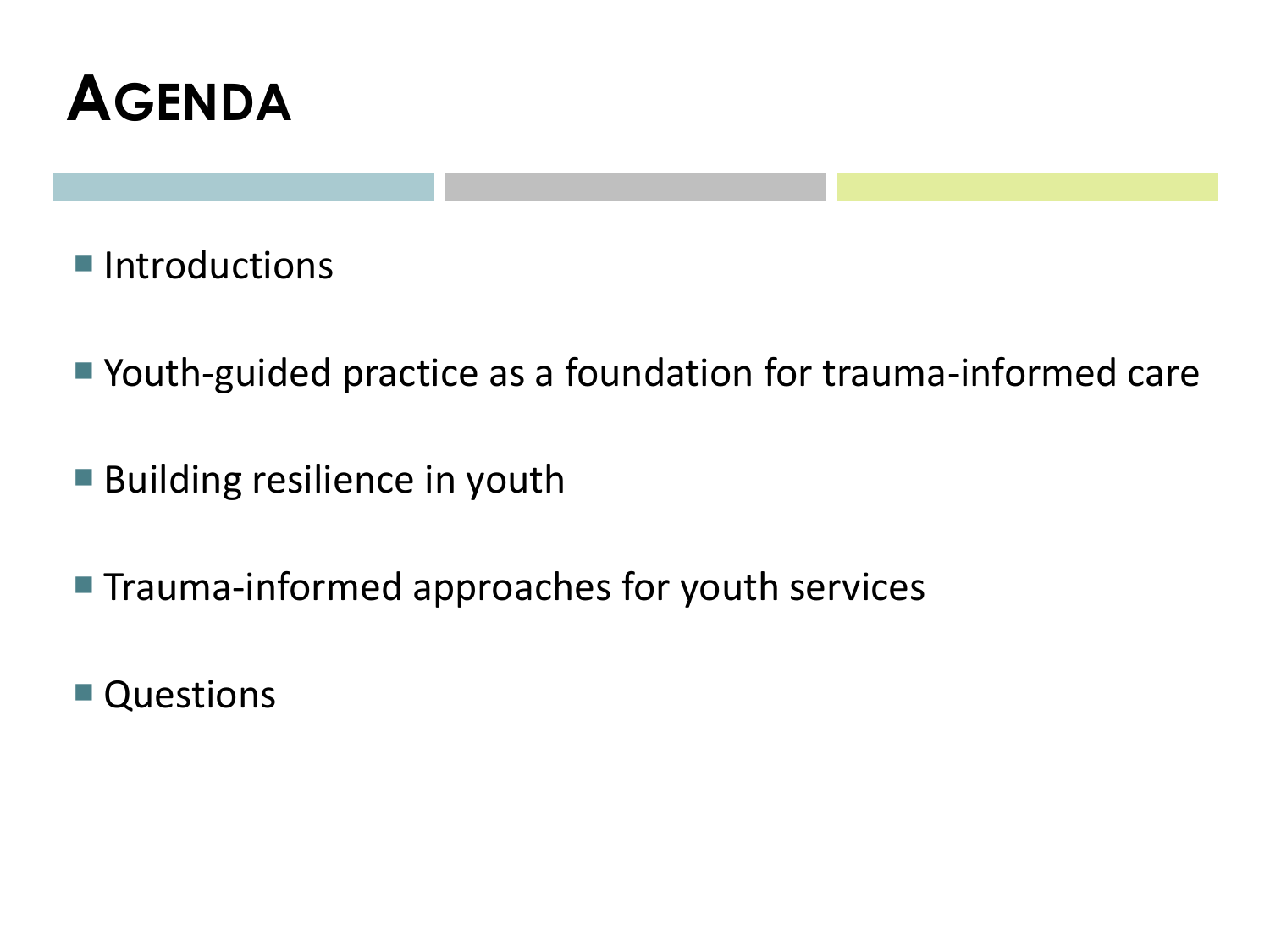# Agenda

- Introductions
- Youth-guided practice as a foundation for trauma-informed care
- Building resilience in youth
- Trauma-informed approaches for youth services
- Questions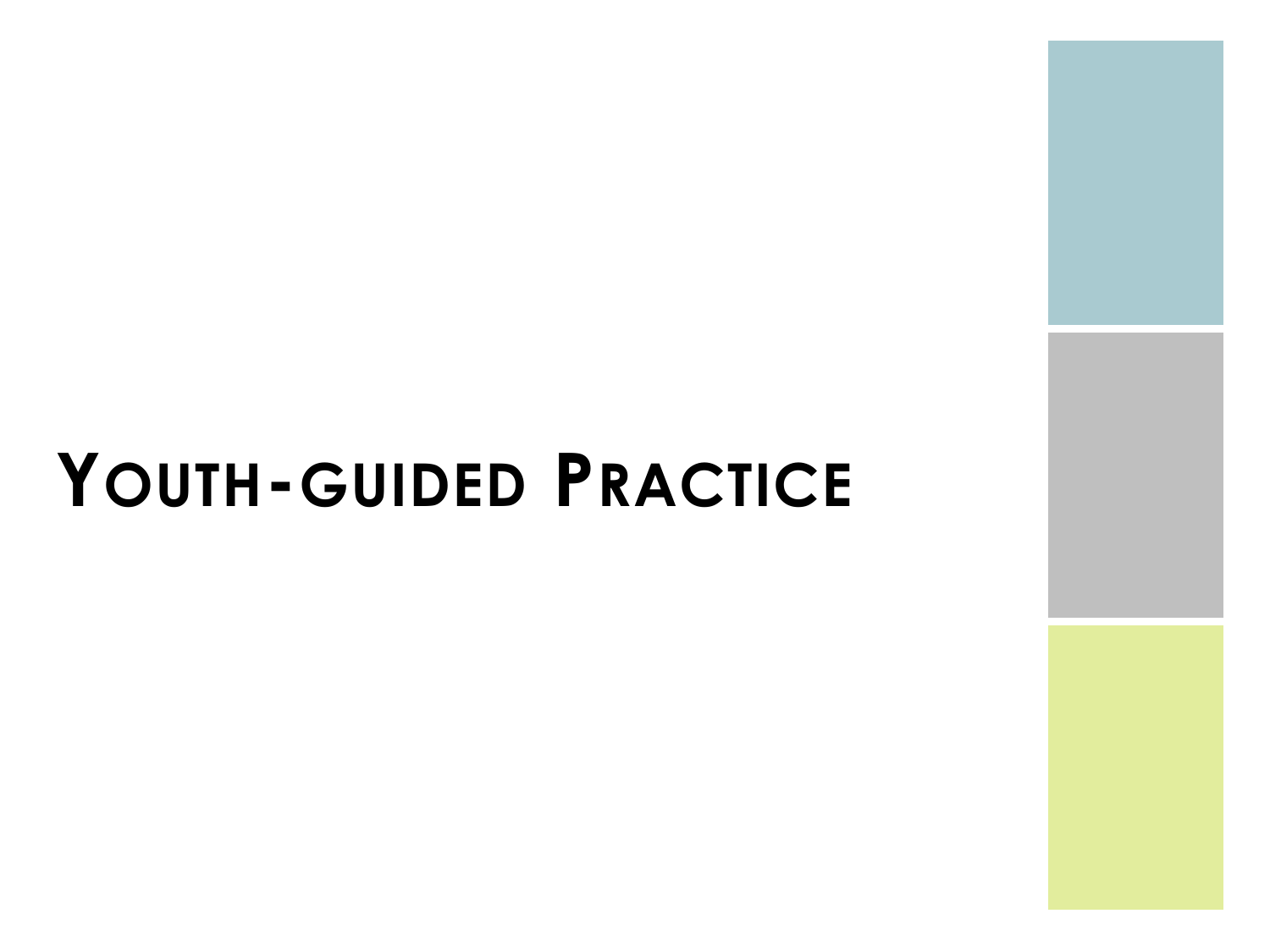# Youth-guided Practice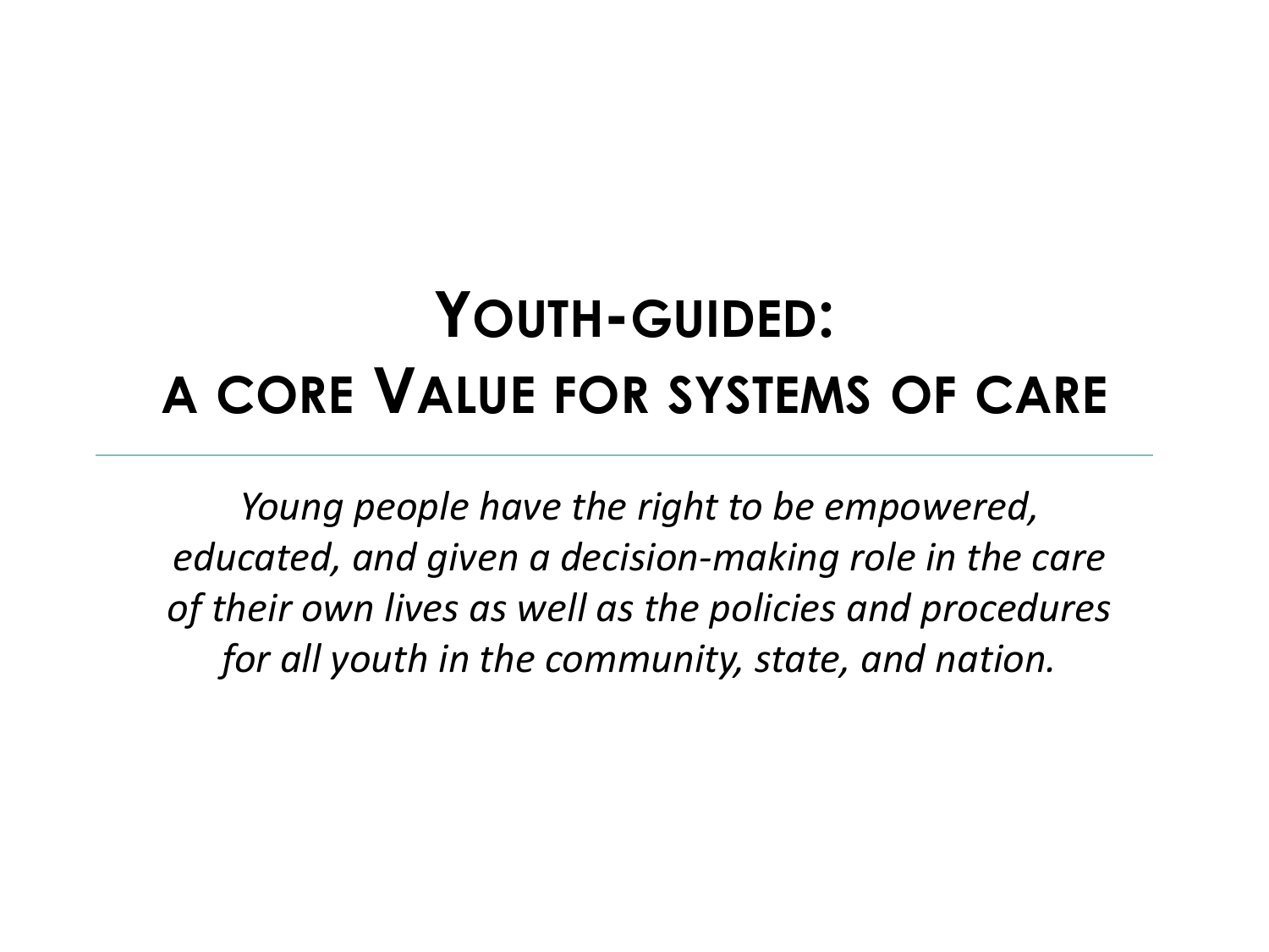# Youth-guided:
# a core Value for systems of care

*Young people have the right to be empowered, educated, and given a decision-making role in the care of their own lives as well as the policies and procedures for all youth in the community, state, and nation.*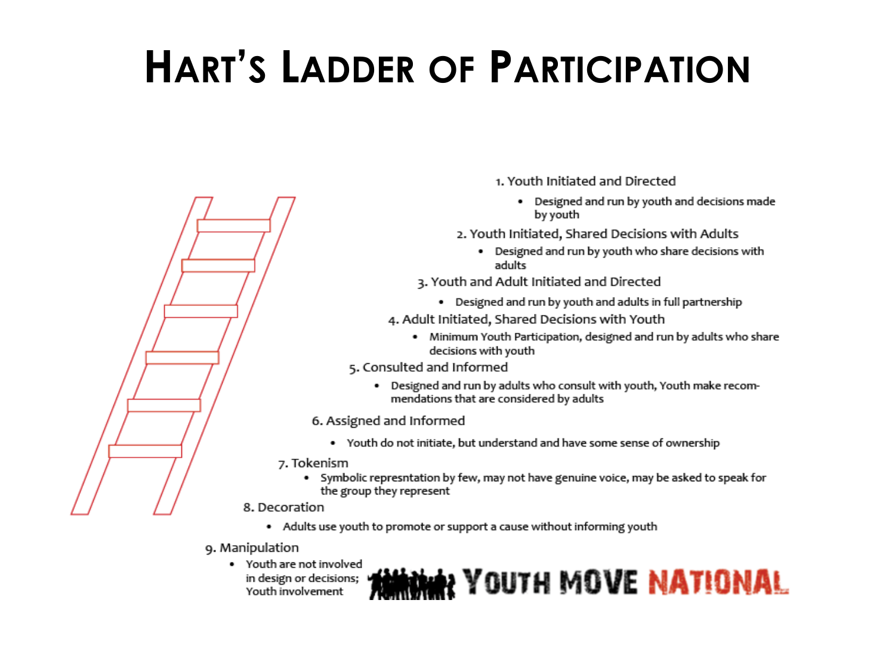# Hart's Ladder of Participation

1. Youth Initiated and Directed
   - Designed and run by youth and decisions made by youth
2. Youth Initiated, Shared Decisions with Adults
   - Designed and run by youth who share decisions with adults
3. Youth and Adult Initiated and Directed
   - Designed and run by youth and adults in full partnership
4. Adult Initiated, Shared Decisions with Youth
   - Minimum Youth Participation, designed and run by adults who share decisions with youth
5. Consulted and Informed
   - Designed and run by adults who consult with youth, Youth make recommendations that are considered by adults
6. Assigned and Informed
   - Youth do not initiate, but understand and have some sense of ownership
7. Tokenism
   - Symbolic represntation by few, may not have genuine voice, may be asked to speak for the group they represent
8. Decoration
   - Adults use youth to promote or support a cause without informing youth
9. Manipulation
   - Youth are not involved in design or decisions; Youth involvement

YOUTH MOVE NATIONAL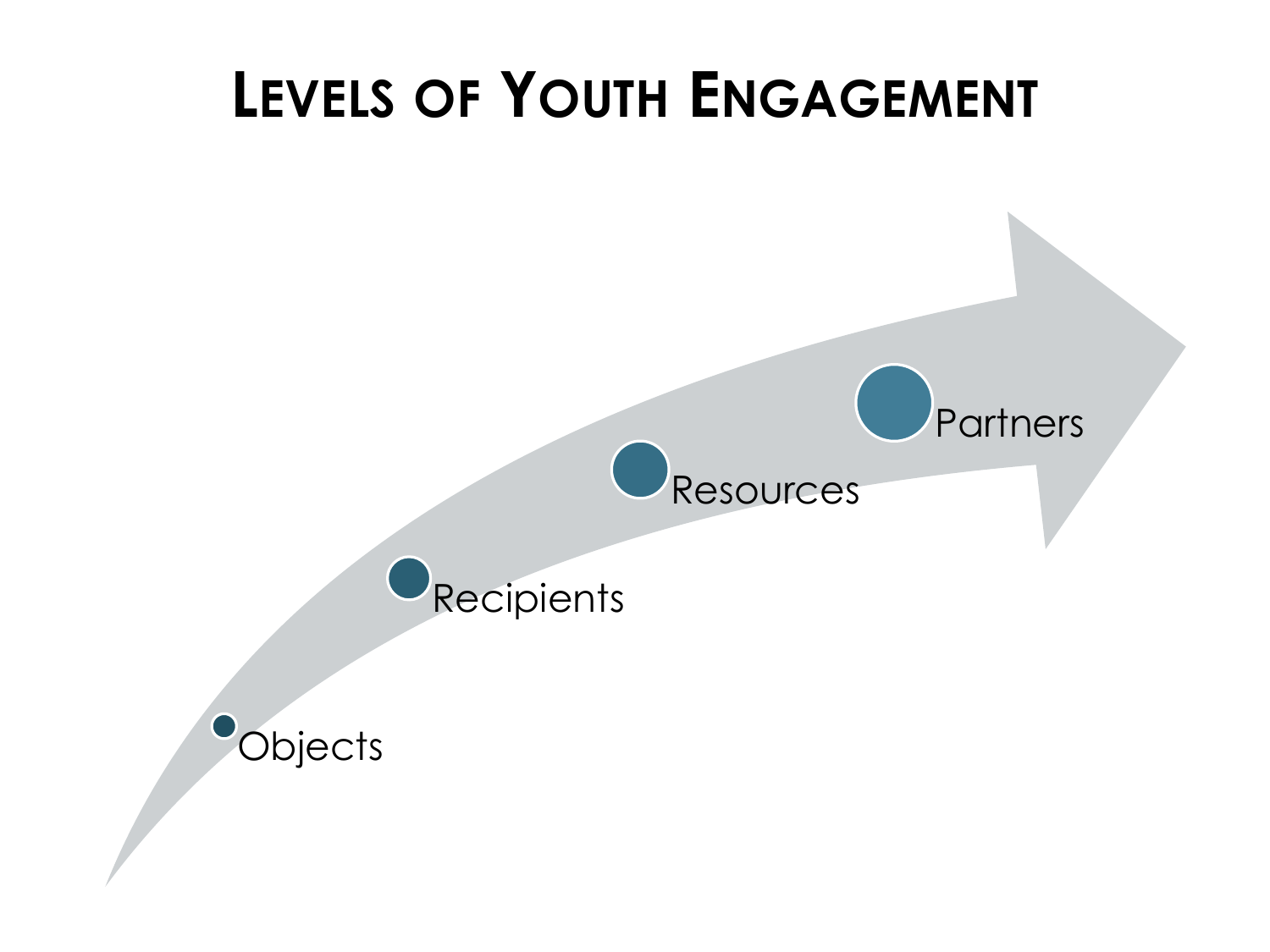# Levels of Youth Engagement

- Objects
- Recipients
- Resources
- Partners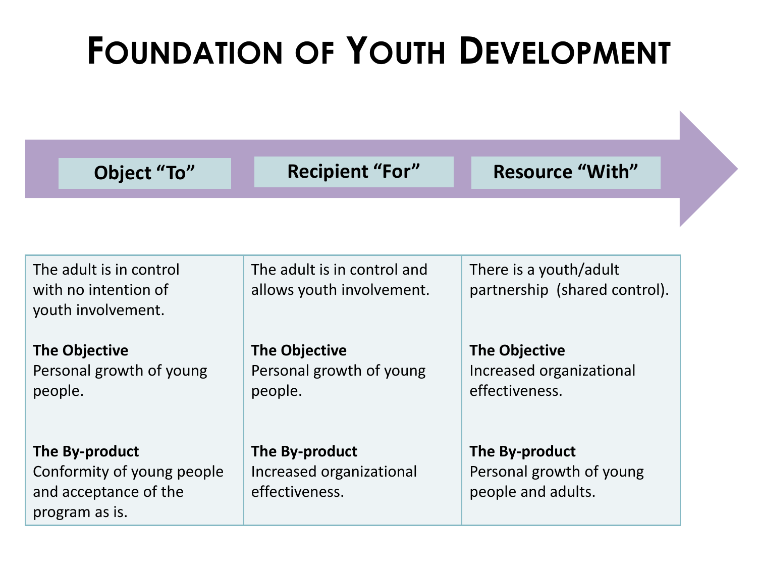# Foundation of Youth Development

| Object "To" | Recipient "For" | Resource "With" |
| --- | --- | --- |
| The adult is in control with no intention of youth involvement. | The adult is in control and allows youth involvement. | There is a youth/adult partnership (shared control). |
| **The Objective**<br>Personal growth of young people. | **The Objective**<br>Personal growth of young people. | **The Objective**<br>Increased organizational effectiveness. |
| **The By-product**<br>Conformity of young people and acceptance of the program as is. | **The By-product**<br>Increased organizational effectiveness. | **The By-product**<br>Personal growth of young people and adults. |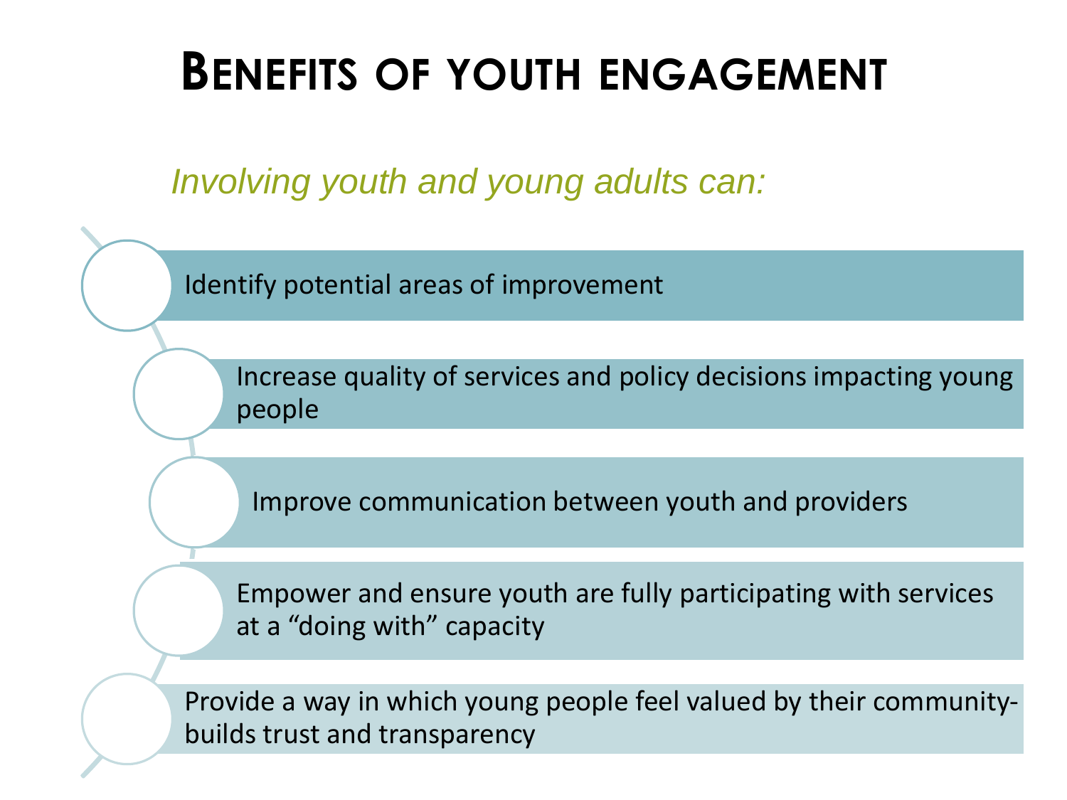# Benefits of youth engagement

*Involving youth and young adults can:*

- Identify potential areas of improvement
- Increase quality of services and policy decisions impacting young people
- Improve communication between youth and providers
- Empower and ensure youth are fully participating with services at a "doing with" capacity
- Provide a way in which young people feel valued by their community-builds trust and transparency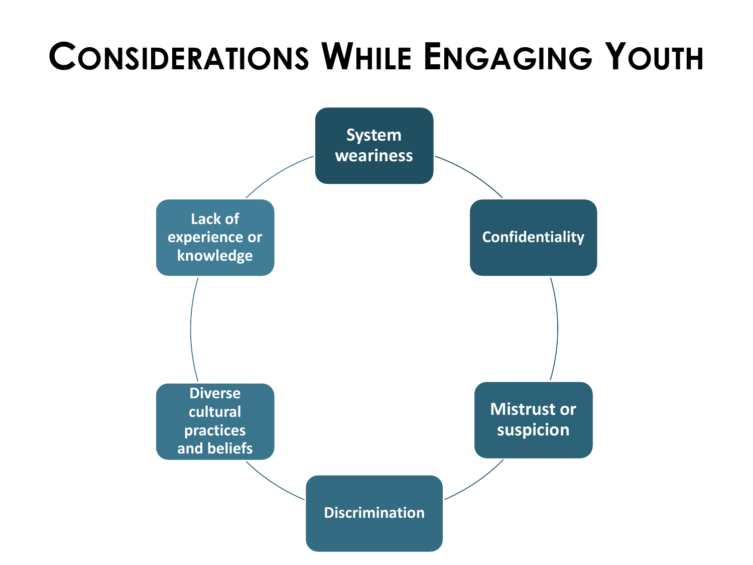# Considerations While Engaging Youth

- System weariness
- Confidentiality
- Mistrust or suspicion
- Discrimination
- Diverse cultural practices and beliefs
- Lack of experience or knowledge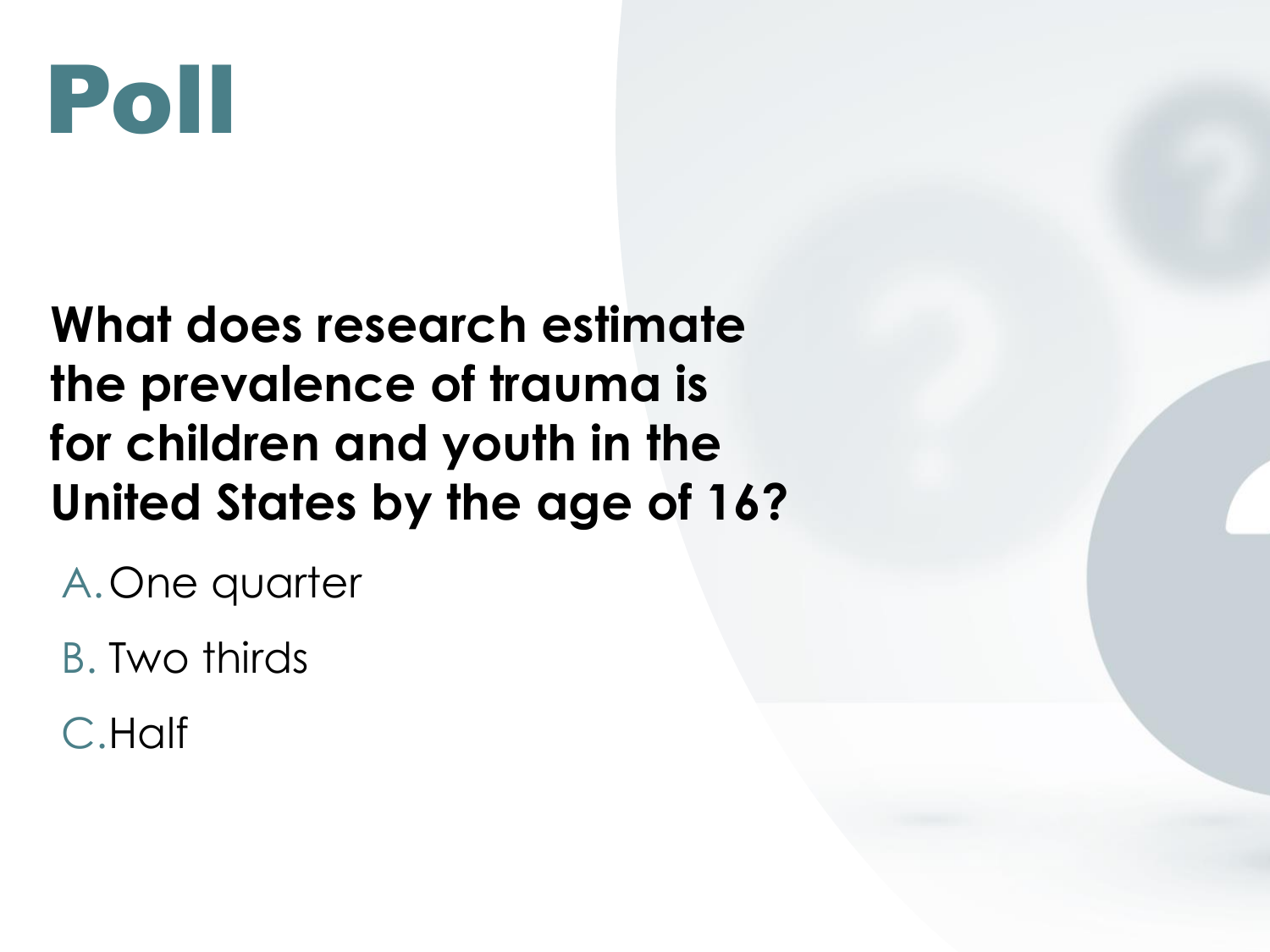# Poll

**What does research estimate the prevalence of trauma is for children and youth in the United States by the age of 16?**

A. One quarter

B. Two thirds

C. Half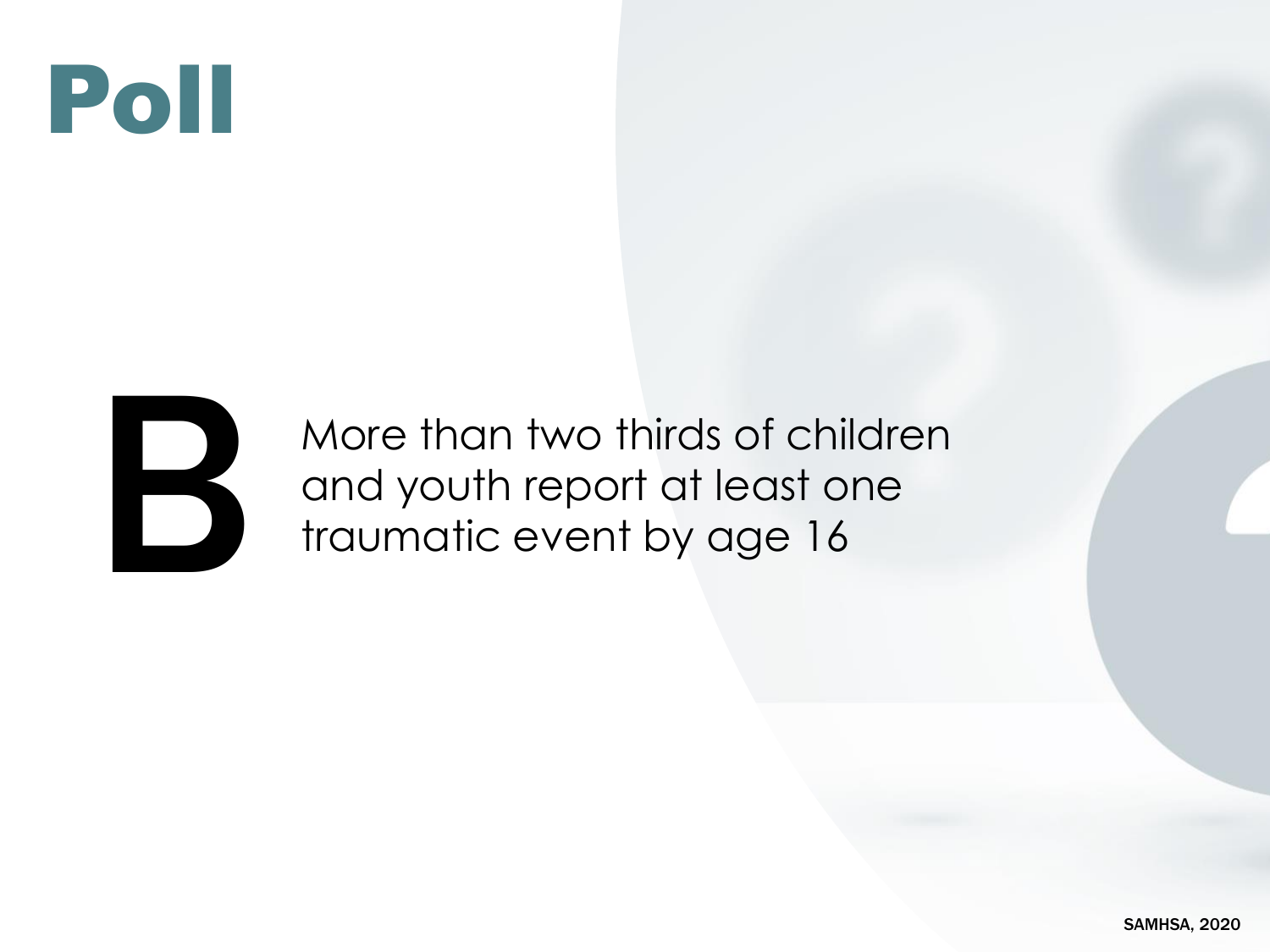# Poll

**B**

More than two thirds of children and youth report at least one traumatic event by age 16

SAMHSA, 2020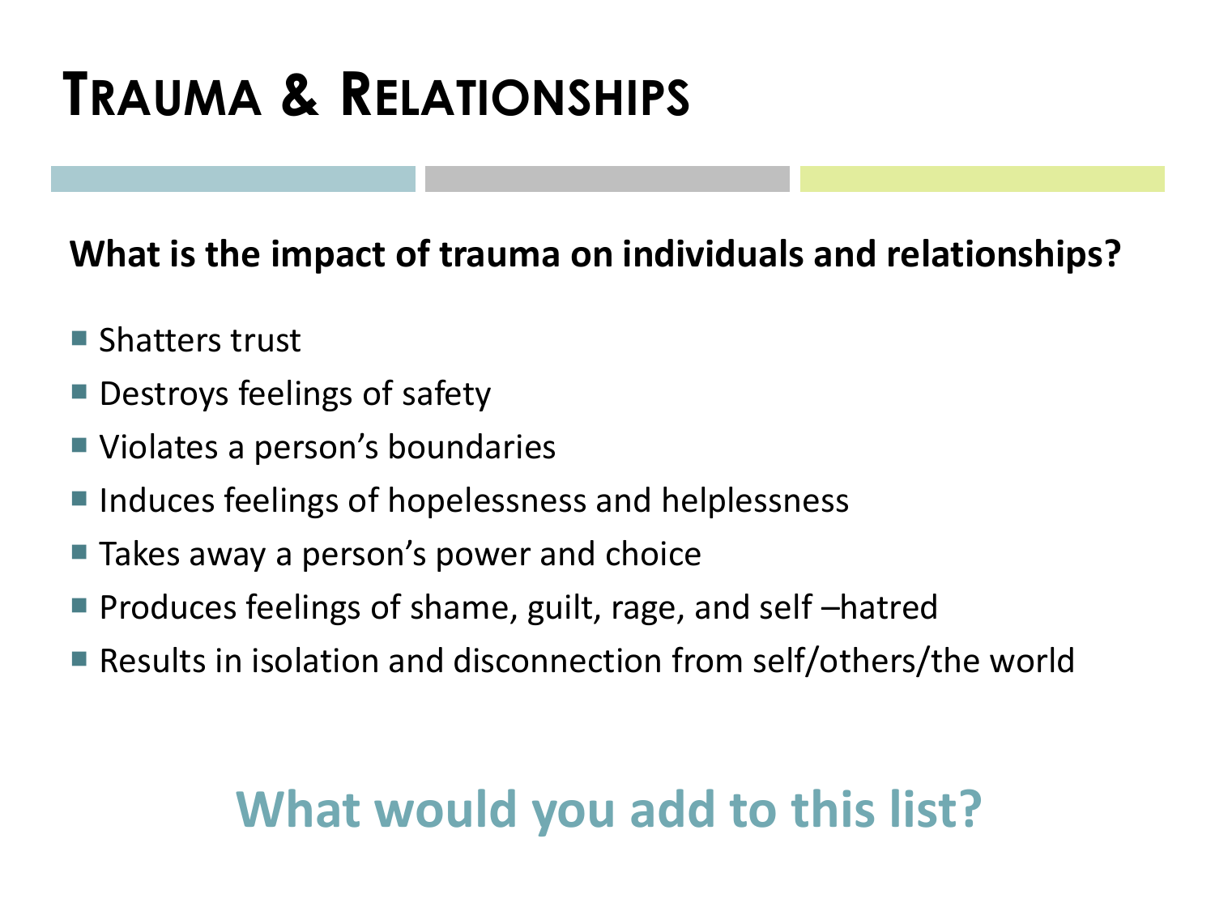# Trauma & Relationships

**What is the impact of trauma on individuals and relationships?**

- Shatters trust
- Destroys feelings of safety
- Violates a person's boundaries
- Induces feelings of hopelessness and helplessness
- Takes away a person's power and choice
- Produces feelings of shame, guilt, rage, and self –hatred
- Results in isolation and disconnection from self/others/the world

## What would you add to this list?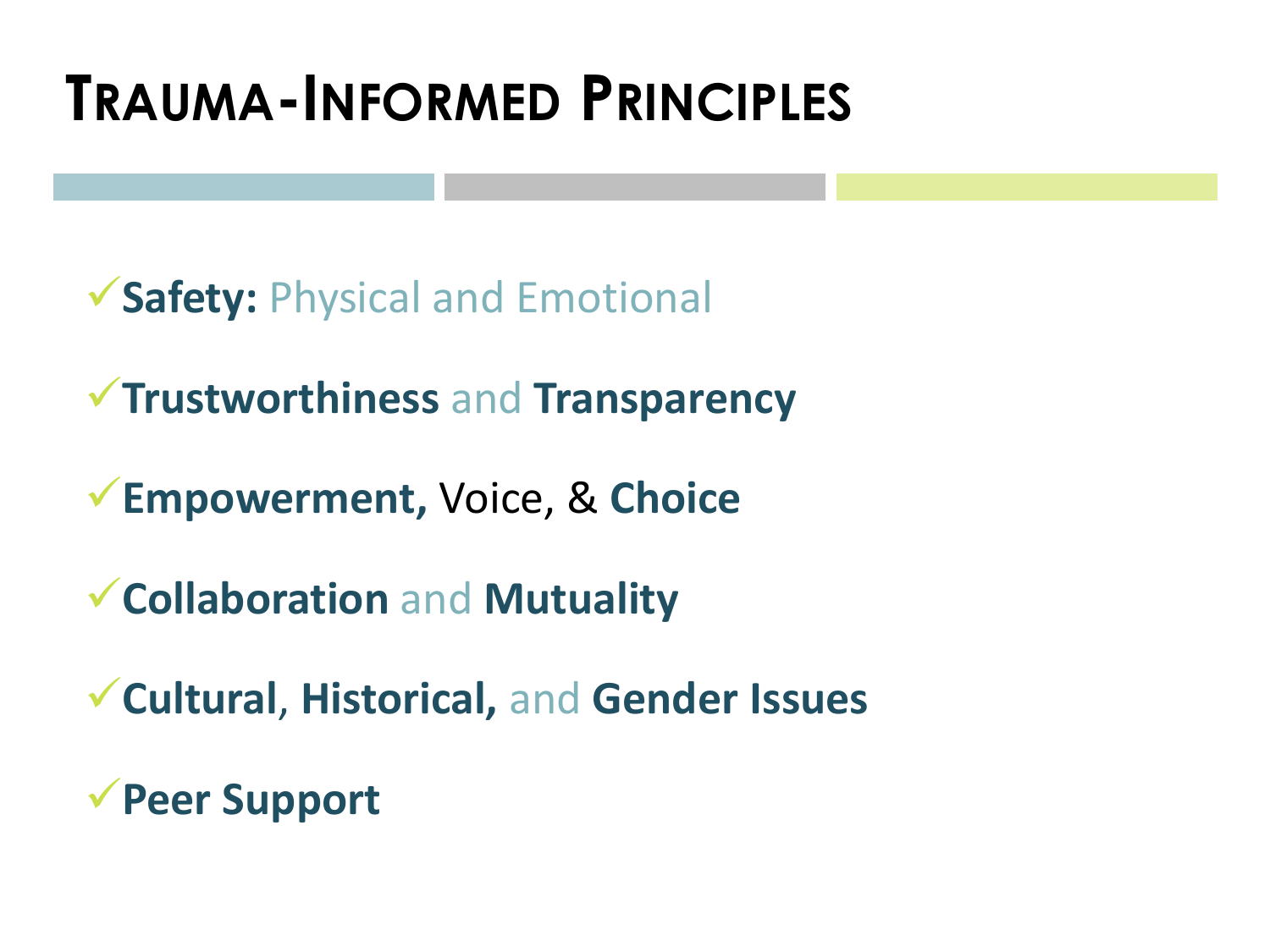# Trauma-Informed Principles

- ✓**Safety:** Physical and Emotional
- ✓**Trustworthiness** and **Transparency**
- ✓**Empowerment,** Voice, & **Choice**
- ✓**Collaboration** and **Mutuality**
- ✓**Cultural**, **Historical,** and **Gender Issues**
- ✓**Peer Support**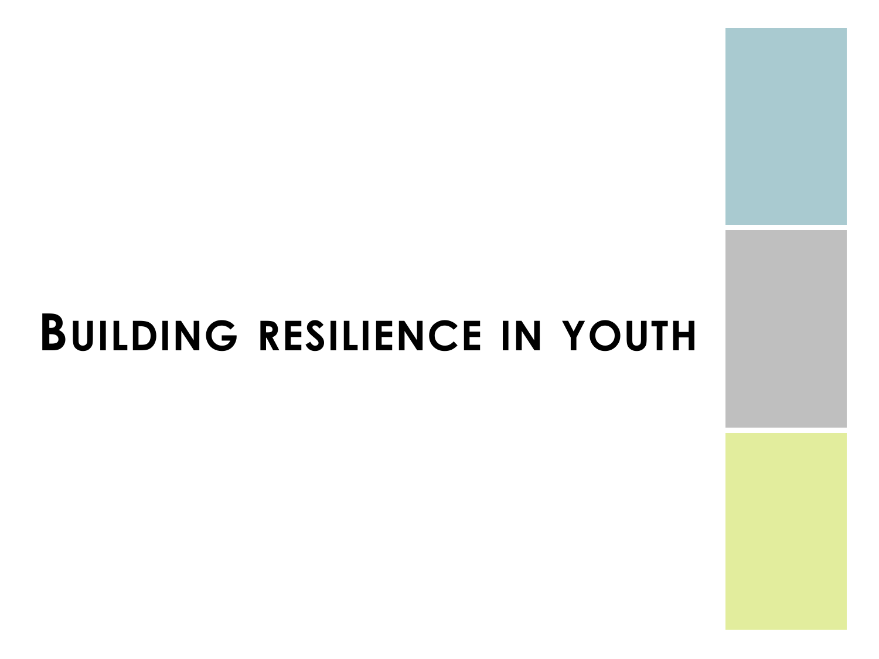# BUILDING RESILIENCE IN YOUTH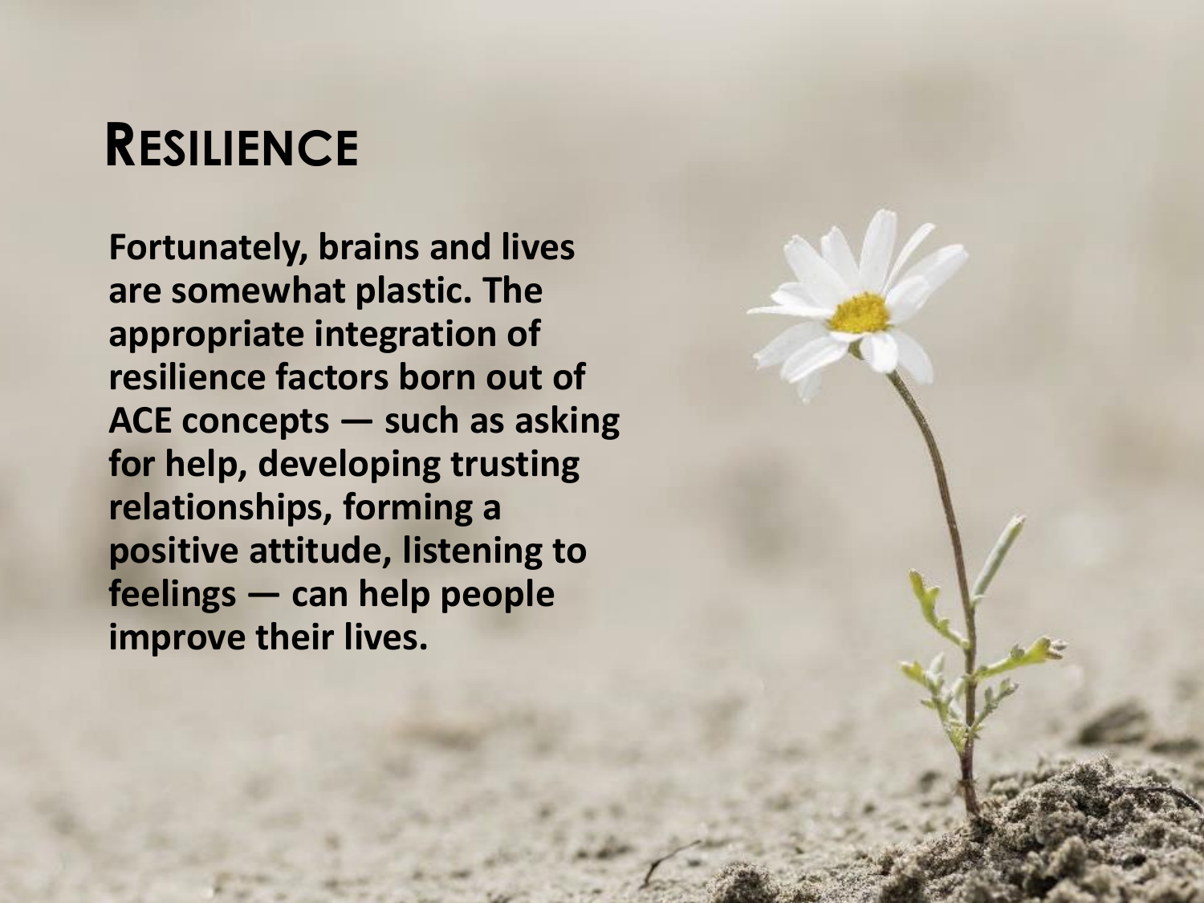# Resilience

**Fortunately, brains and lives are somewhat plastic. The appropriate integration of resilience factors born out of ACE concepts — such as asking for help, developing trusting relationships, forming a positive attitude, listening to feelings — can help people improve their lives.**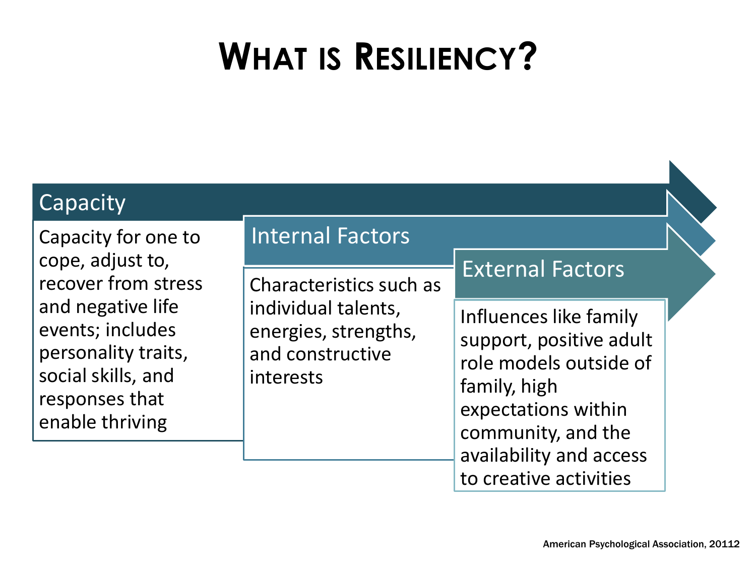# What is Resiliency?

## Capacity

Capacity for one to cope, adjust to, recover from stress and negative life events; includes personality traits, social skills, and responses that enable thriving

## Internal Factors

Characteristics such as individual talents, energies, strengths, and constructive interests

## External Factors

Influences like family support, positive adult role models outside of family, high expectations within community, and the availability and access to creative activities

American Psychological Association, 20112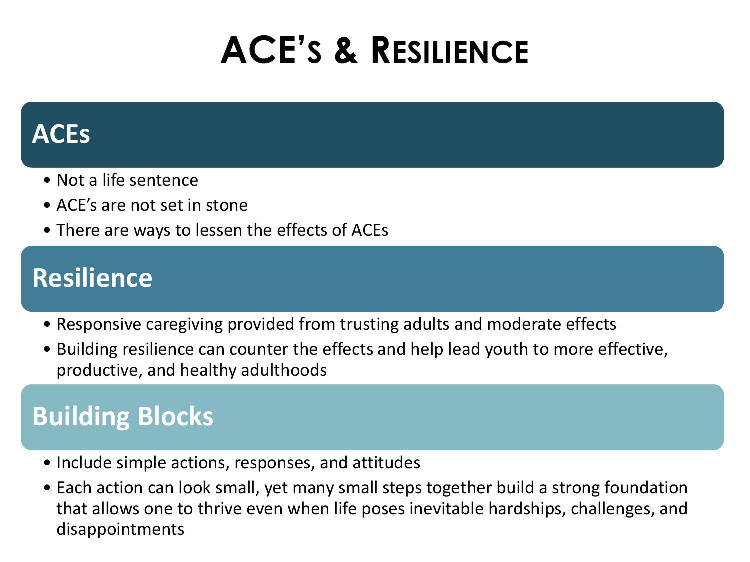# ACE's & Resilience

## ACEs

- Not a life sentence
- ACE's are not set in stone
- There are ways to lessen the effects of ACEs

## Resilience

- Responsive caregiving provided from trusting adults and moderate effects
- Building resilience can counter the effects and help lead youth to more effective, productive, and healthy adulthoods

## Building Blocks

- Include simple actions, responses, and attitudes
- Each action can look small, yet many small steps together build a strong foundation that allows one to thrive even when life poses inevitable hardships, challenges, and disappointments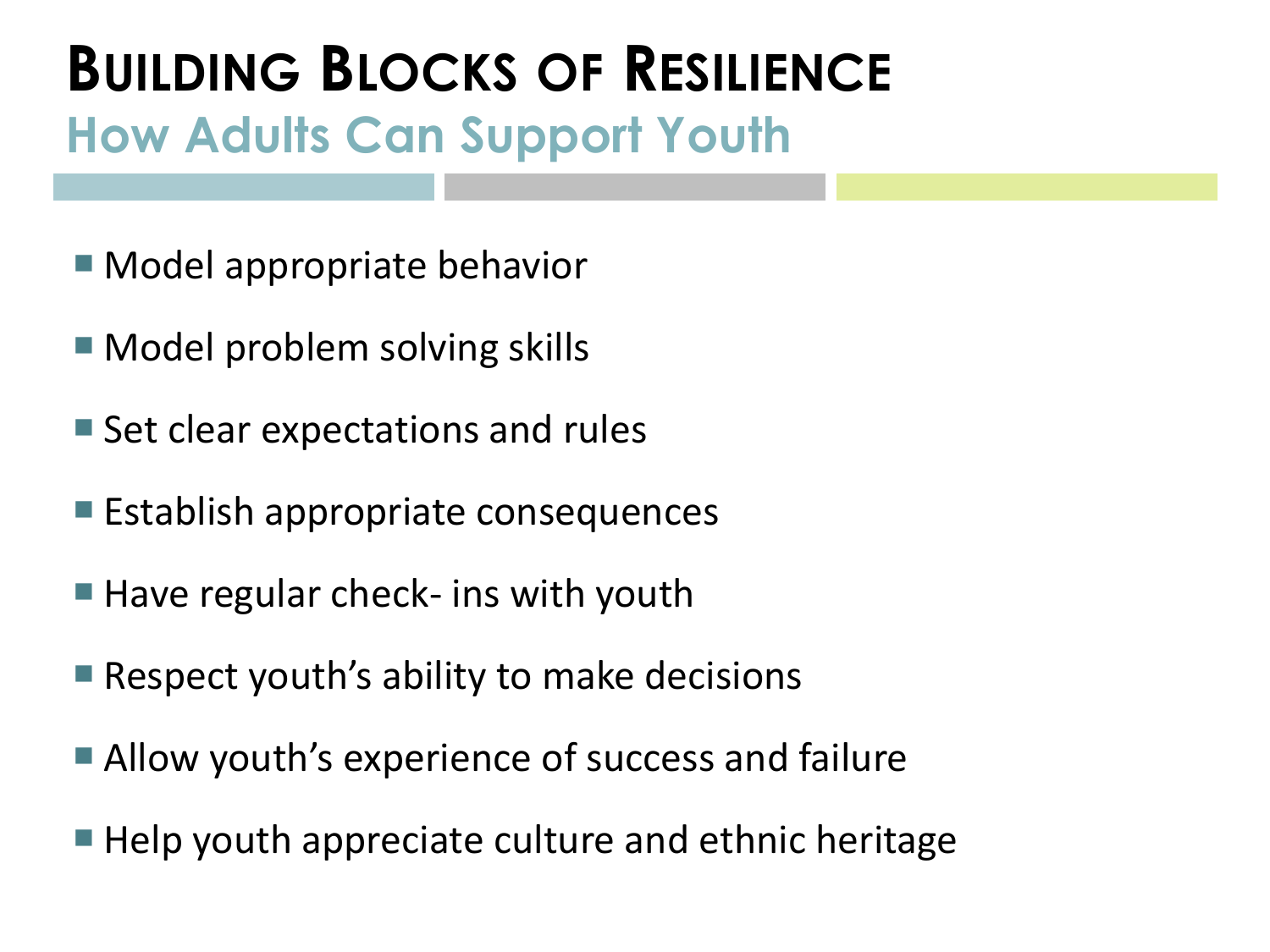# Building Blocks of Resilience

## How Adults Can Support Youth

- Model appropriate behavior
- Model problem solving skills
- Set clear expectations and rules
- Establish appropriate consequences
- Have regular check- ins with youth
- Respect youth's ability to make decisions
- Allow youth's experience of success and failure
- Help youth appreciate culture and ethnic heritage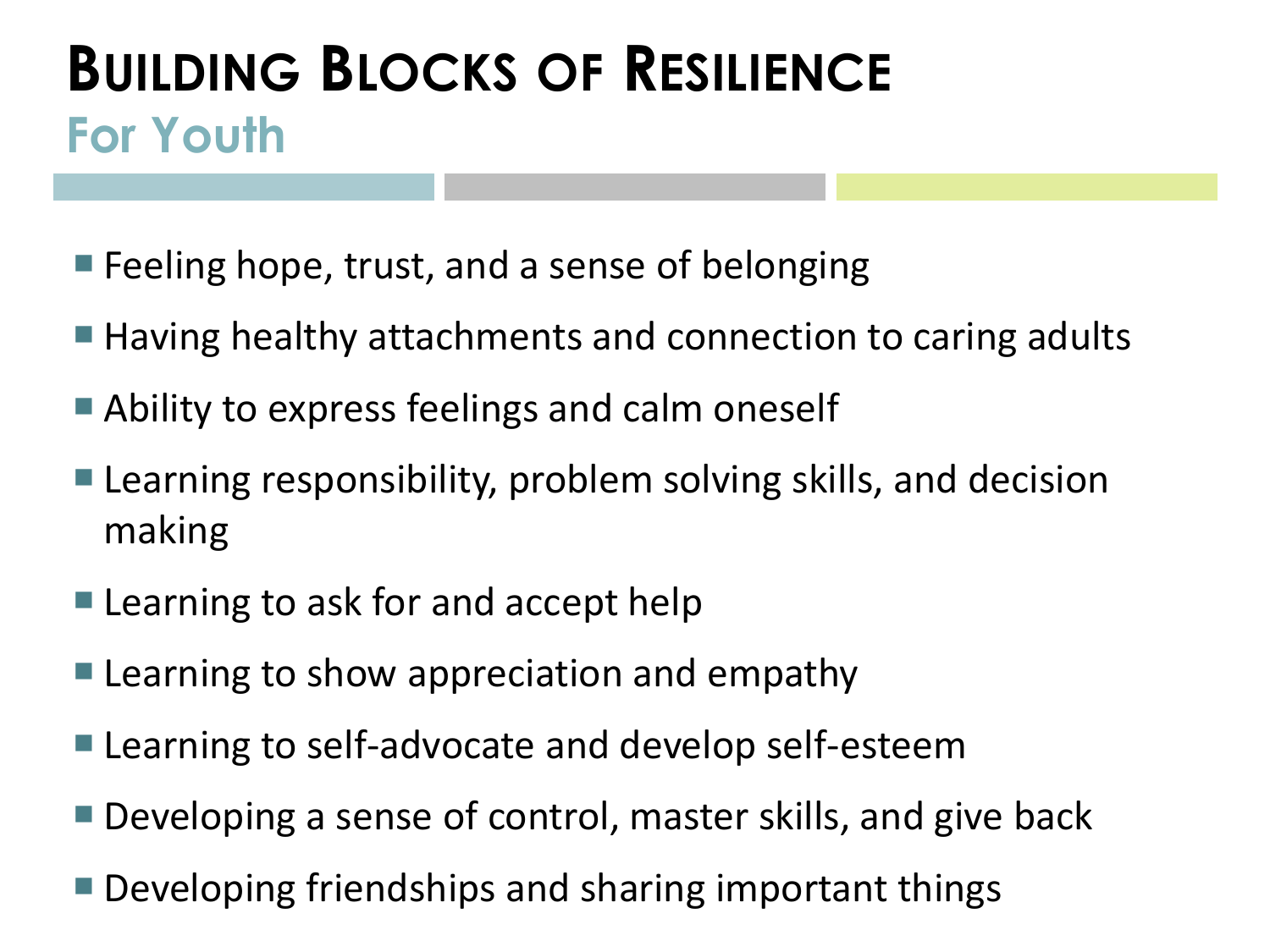# Building Blocks of Resilience

## For Youth

- Feeling hope, trust, and a sense of belonging
- Having healthy attachments and connection to caring adults
- Ability to express feelings and calm oneself
- Learning responsibility, problem solving skills, and decision making
- Learning to ask for and accept help
- Learning to show appreciation and empathy
- Learning to self-advocate and develop self-esteem
- Developing a sense of control, master skills, and give back
- Developing friendships and sharing important things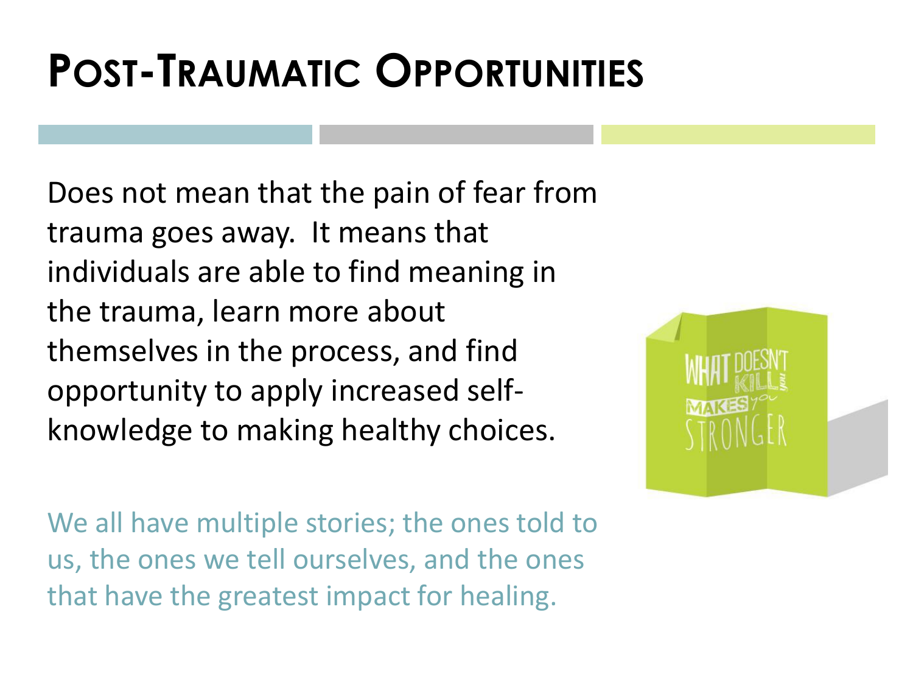# Post-Traumatic Opportunities

Does not mean that the pain of fear from trauma goes away. It means that individuals are able to find meaning in the trauma, learn more about themselves in the process, and find opportunity to apply increased self-knowledge to making healthy choices.

We all have multiple stories; the ones told to us, the ones we tell ourselves, and the ones that have the greatest impact for healing.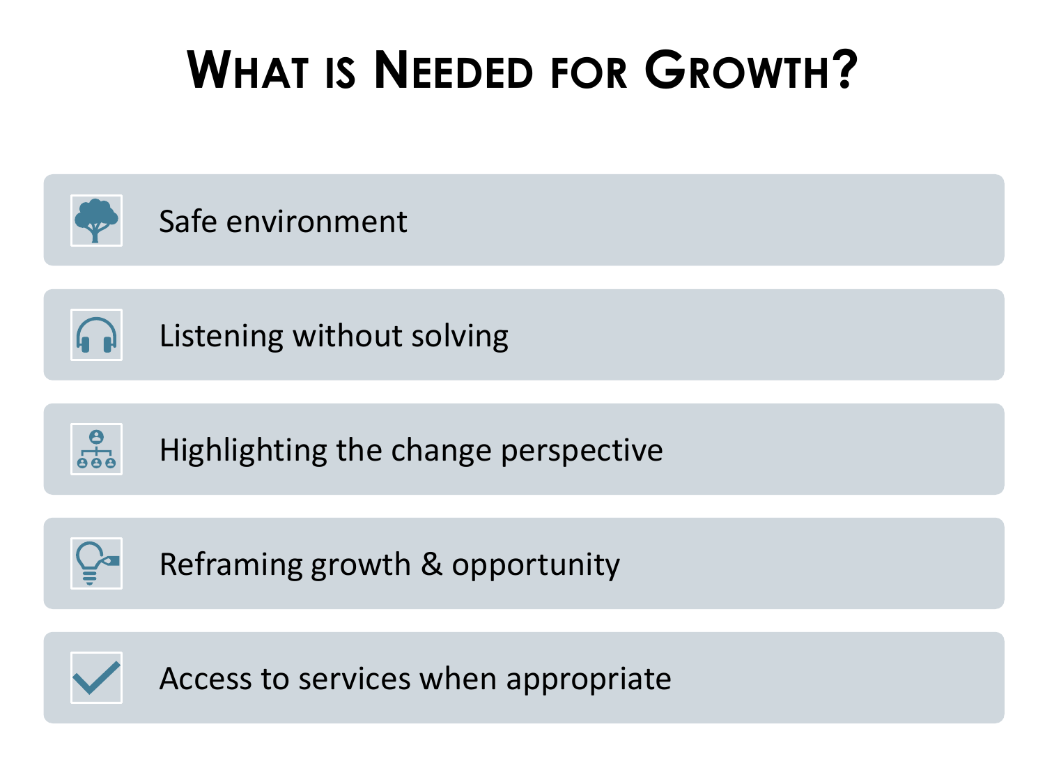# What is Needed for Growth?

- Safe environment
- Listening without solving
- Highlighting the change perspective
- Reframing growth & opportunity
- Access to services when appropriate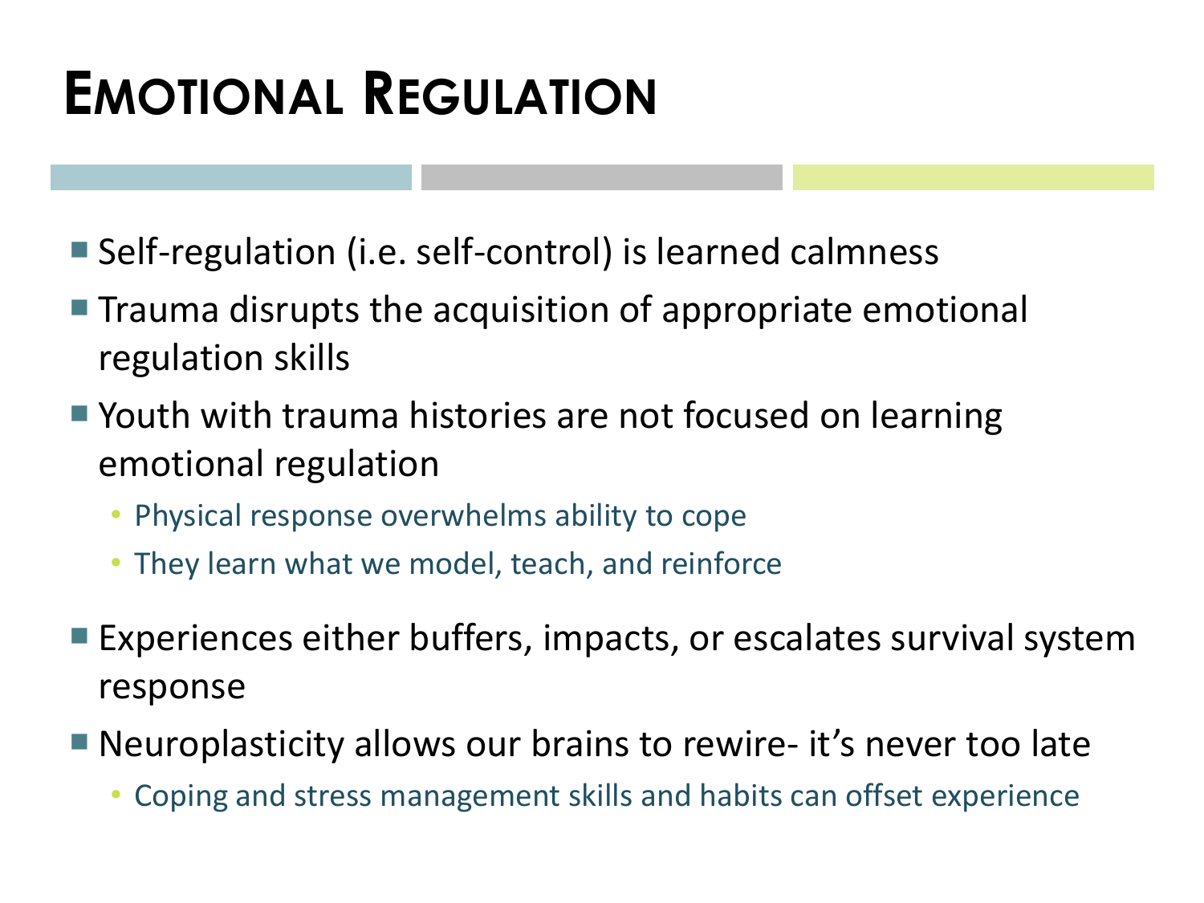# Emotional Regulation

- Self-regulation (i.e. self-control) is learned calmness
- Trauma disrupts the acquisition of appropriate emotional regulation skills
- Youth with trauma histories are not focused on learning emotional regulation
  - Physical response overwhelms ability to cope
  - They learn what we model, teach, and reinforce
- Experiences either buffers, impacts, or escalates survival system response
- Neuroplasticity allows our brains to rewire- it's never too late
  - Coping and stress management skills and habits can offset experience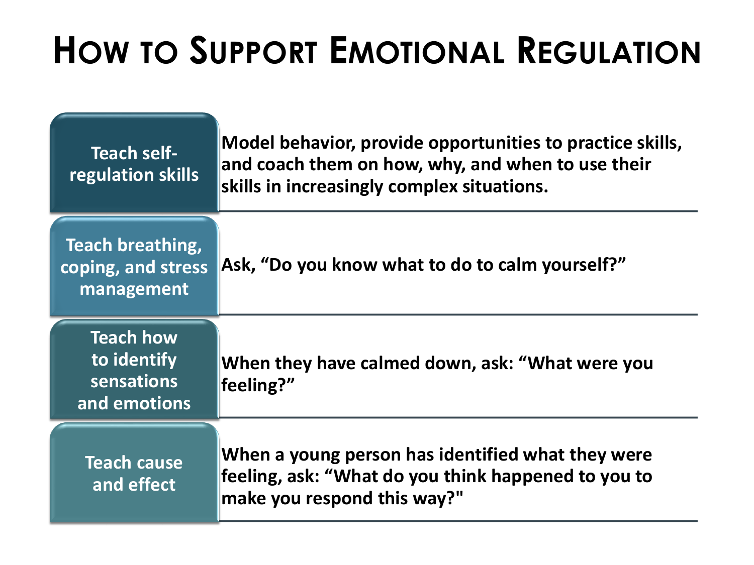# How to Support Emotional Regulation

| | |
|---|---|
| Teach self-regulation skills | **Model behavior, provide opportunities to practice skills, and coach them on how, why, and when to use their skills in increasingly complex situations.** |
| Teach breathing, coping, and stress management | **Ask, "Do you know what to do to calm yourself?"** |
| Teach how to identify sensations and emotions | **When they have calmed down, ask: "What were you feeling?"** |
| Teach cause and effect | **When a young person has identified what they were feeling, ask: "What do you think happened to you to make you respond this way?"** |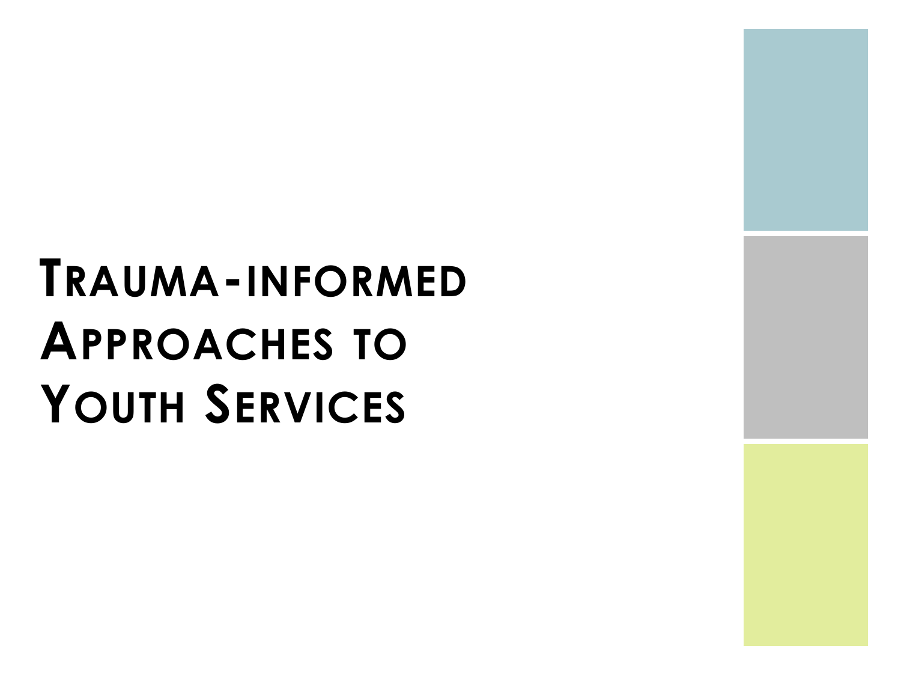# Trauma-informed Approaches to Youth Services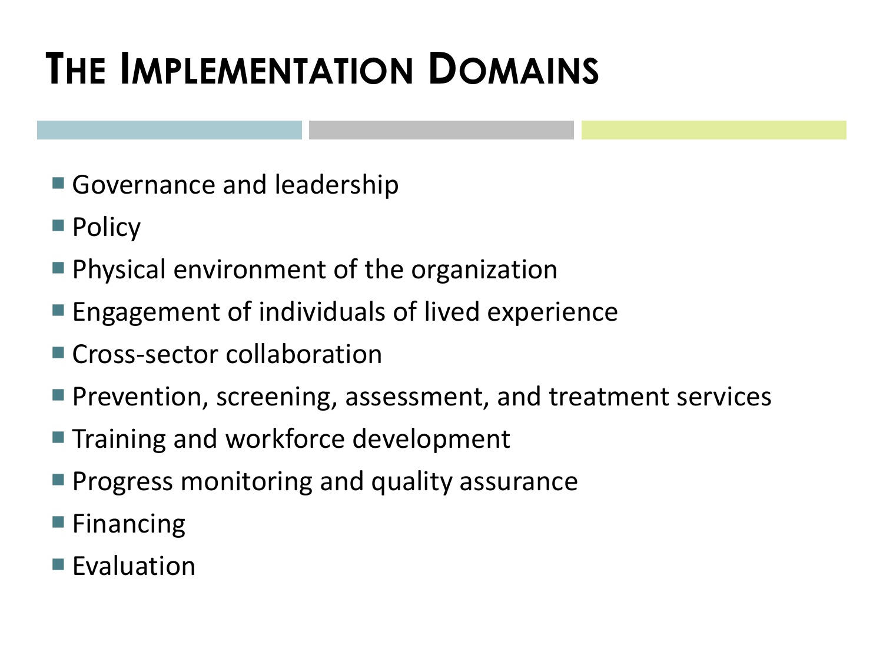# The Implementation Domains

- Governance and leadership
- Policy
- Physical environment of the organization
- Engagement of individuals of lived experience
- Cross-sector collaboration
- Prevention, screening, assessment, and treatment services
- Training and workforce development
- Progress monitoring and quality assurance
- Financing
- Evaluation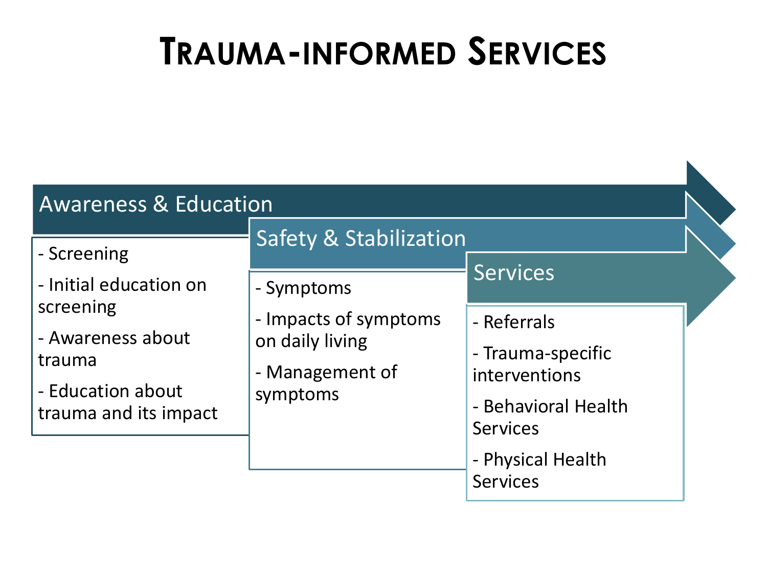# Trauma-informed Services

## Awareness & Education

- Screening
- Initial education on screening
- Awareness about trauma
- Education about trauma and its impact

## Safety & Stabilization

- Symptoms
- Impacts of symptoms on daily living
- Management of symptoms

## Services

- Referrals
- Trauma-specific interventions
- Behavioral Health Services
- Physical Health Services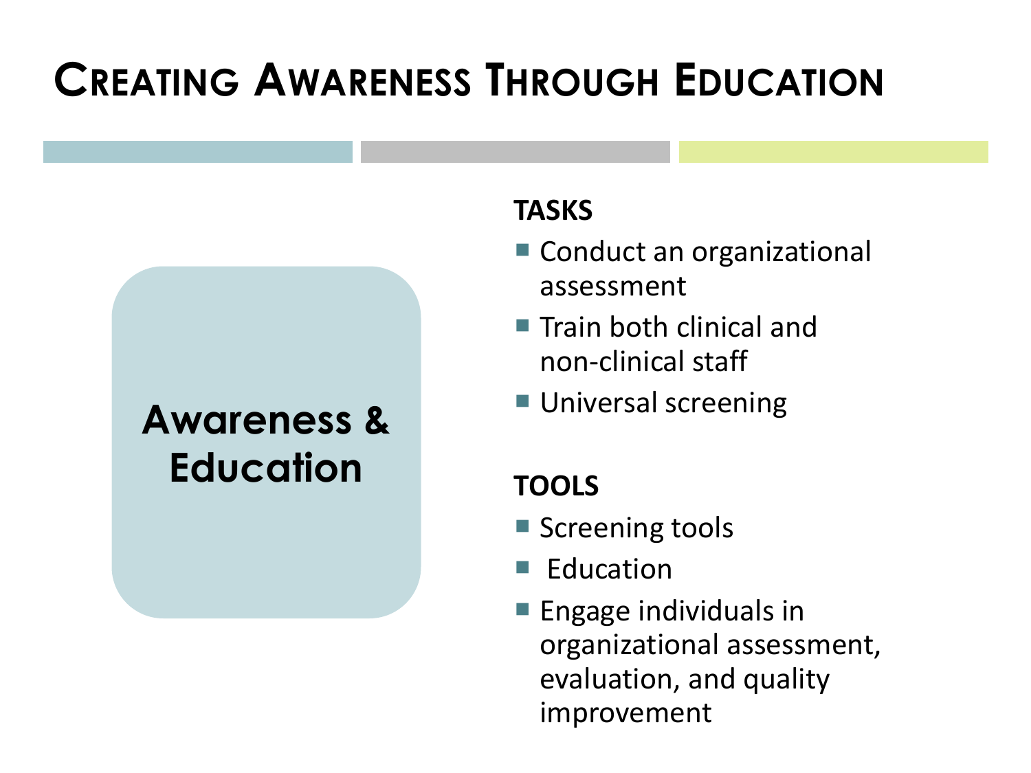# Creating Awareness Through Education

**Awareness & Education**

**TASKS**

- Conduct an organizational assessment
- Train both clinical and non-clinical staff
- Universal screening

**TOOLS**

- Screening tools
- Education
- Engage individuals in organizational assessment, evaluation, and quality improvement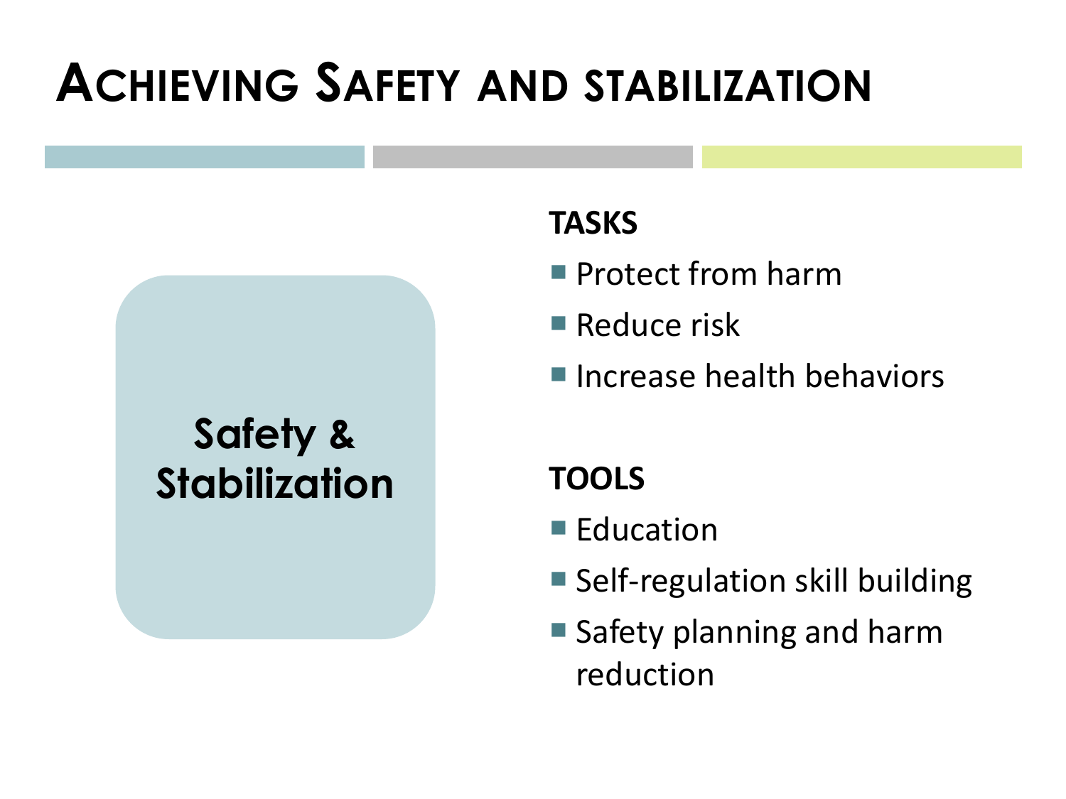# Achieving Safety and stabilization

**Safety & Stabilization**

**TASKS**

- Protect from harm
- Reduce risk
- Increase health behaviors

**TOOLS**

- Education
- Self-regulation skill building
- Safety planning and harm reduction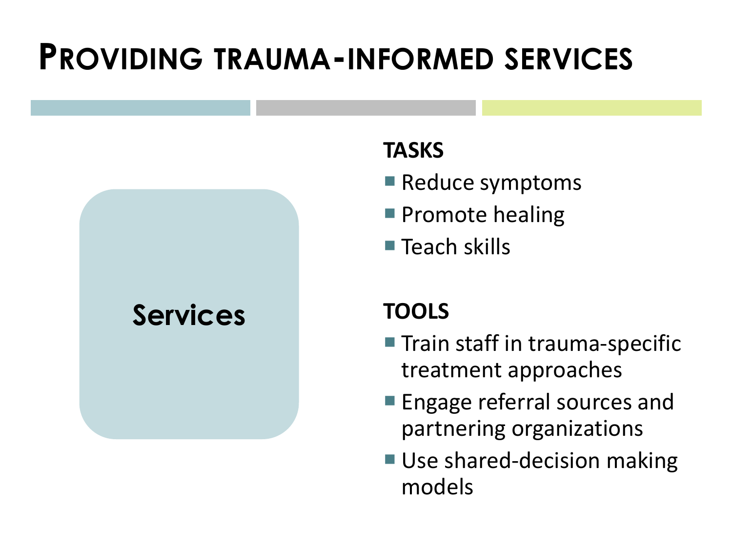# Providing trauma-informed services

**Services**

**TASKS**

- Reduce symptoms
- Promote healing
- Teach skills

**TOOLS**

- Train staff in trauma-specific treatment approaches
- Engage referral sources and partnering organizations
- Use shared-decision making models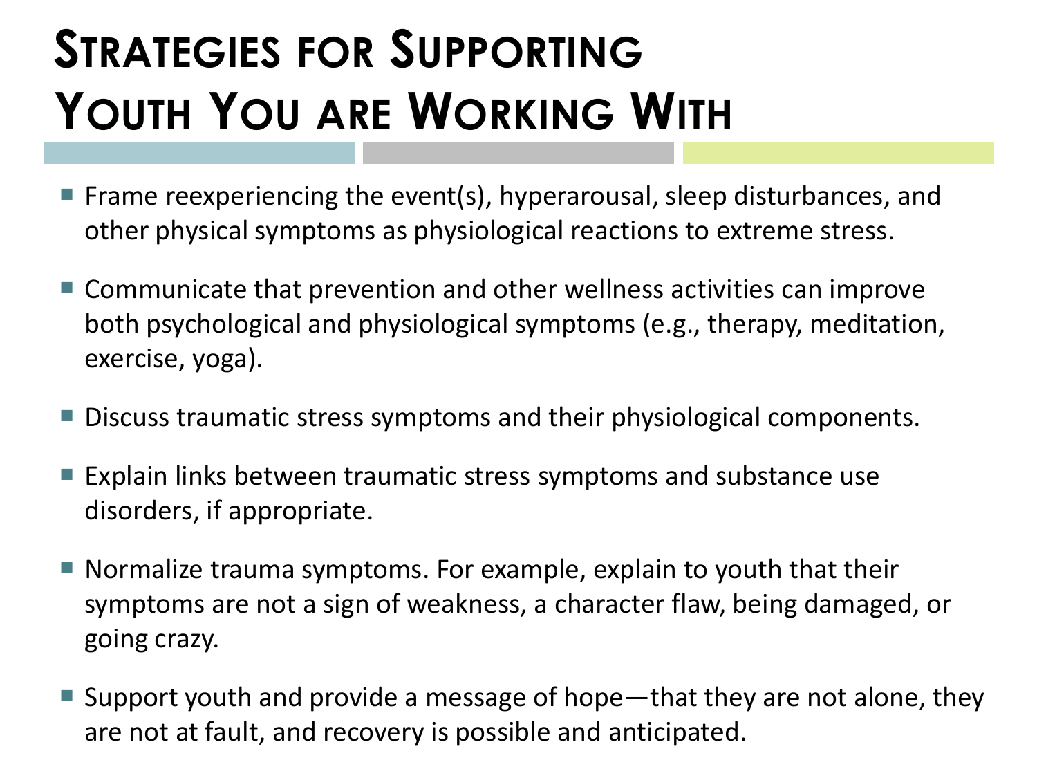# Strategies for Supporting Youth You are Working With

- Frame reexperiencing the event(s), hyperarousal, sleep disturbances, and other physical symptoms as physiological reactions to extreme stress.
- Communicate that prevention and other wellness activities can improve both psychological and physiological symptoms (e.g., therapy, meditation, exercise, yoga).
- Discuss traumatic stress symptoms and their physiological components.
- Explain links between traumatic stress symptoms and substance use disorders, if appropriate.
- Normalize trauma symptoms. For example, explain to youth that their symptoms are not a sign of weakness, a character flaw, being damaged, or going crazy.
- Support youth and provide a message of hope—that they are not alone, they are not at fault, and recovery is possible and anticipated.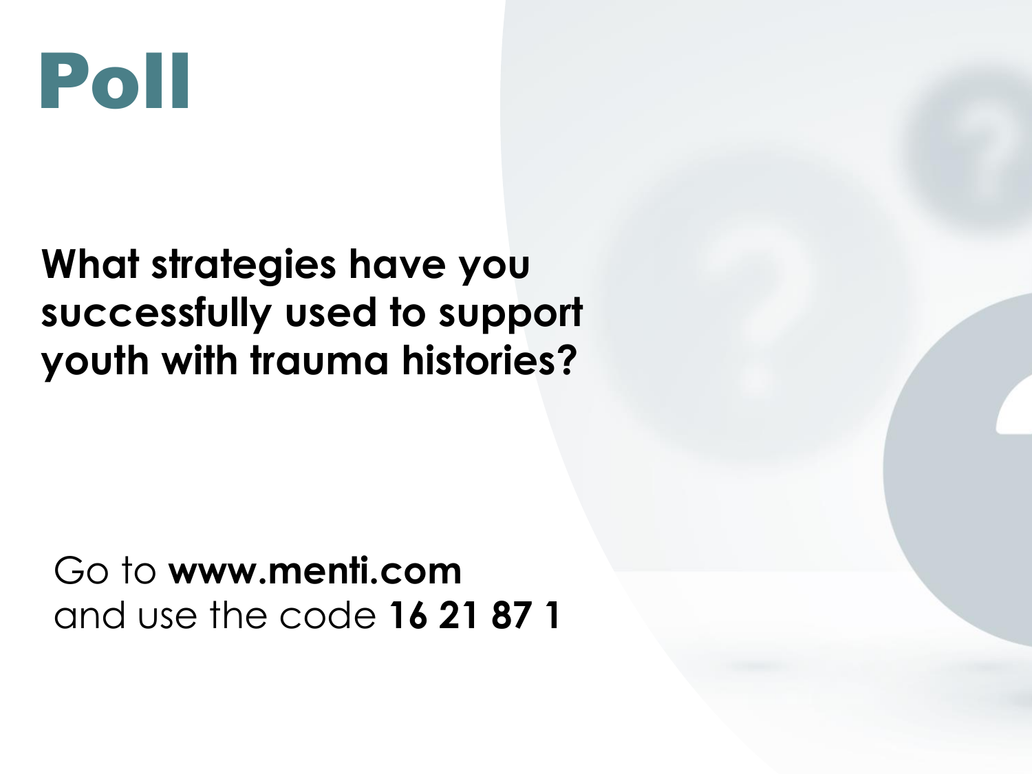# Poll

**What strategies have you successfully used to support youth with trauma histories?**

Go to **www.menti.com**
and use the code **16 21 87 1**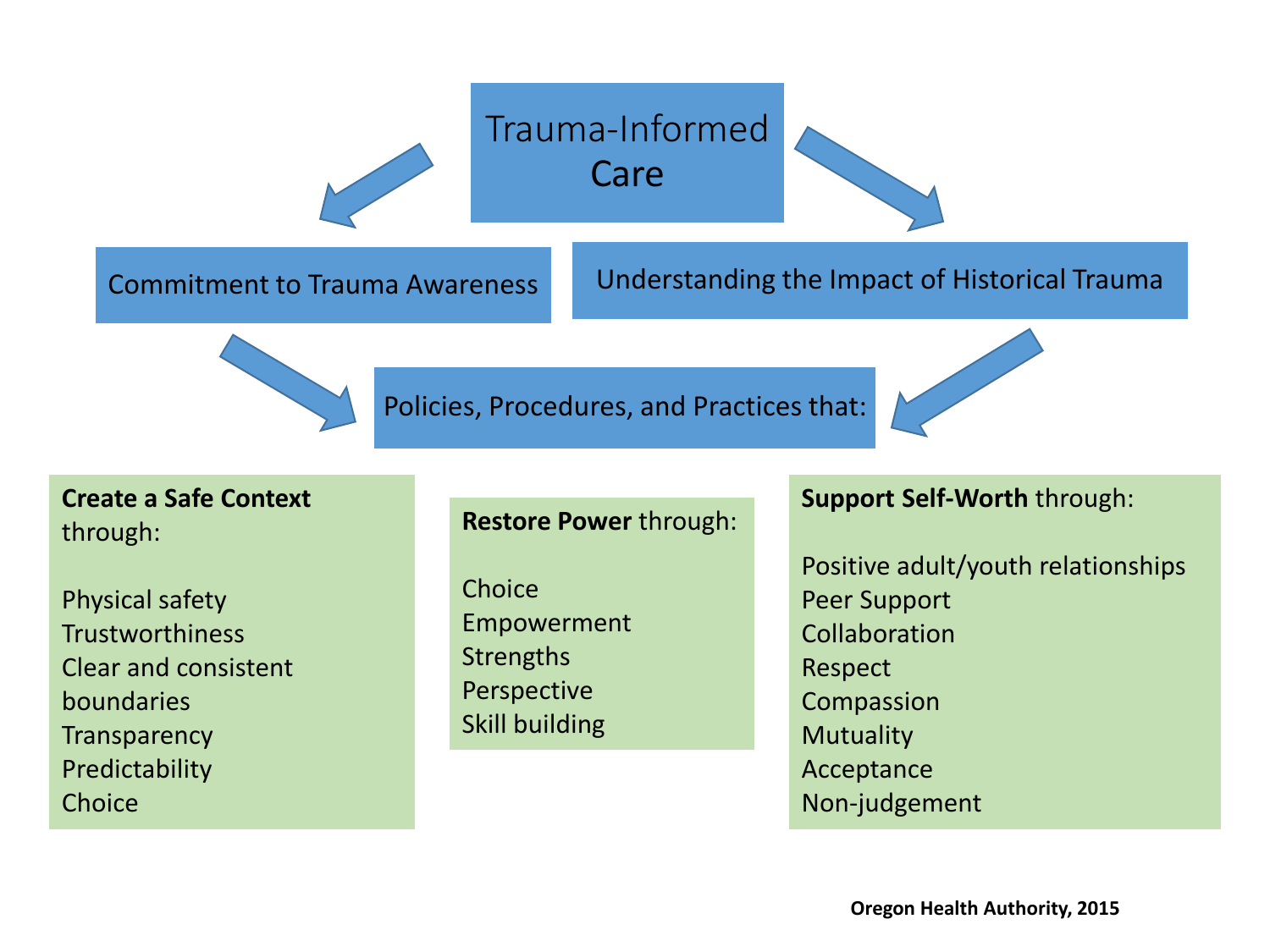# Trauma-Informed Care

Commitment to Trauma Awareness

Understanding the Impact of Historical Trauma

Policies, Procedures, and Practices that:

**Create a Safe Context** through:

- Physical safety
- Trustworthiness
- Clear and consistent boundaries
- Transparency
- Predictability
- Choice

**Restore Power** through:

- Choice
- Empowerment
- Strengths
- Perspective
- Skill building

**Support Self-Worth** through:

- Positive adult/youth relationships
- Peer Support
- Collaboration
- Respect
- Compassion
- Mutuality
- Acceptance
- Non-judgement

**Oregon Health Authority, 2015**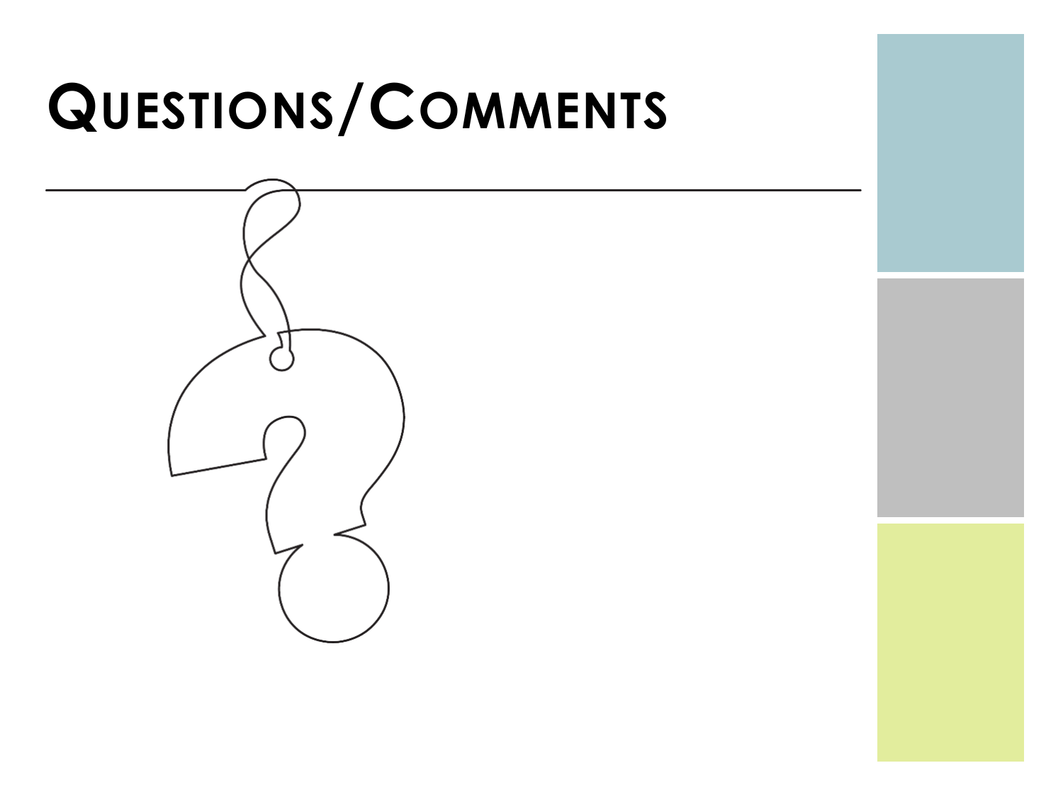# Questions/Comments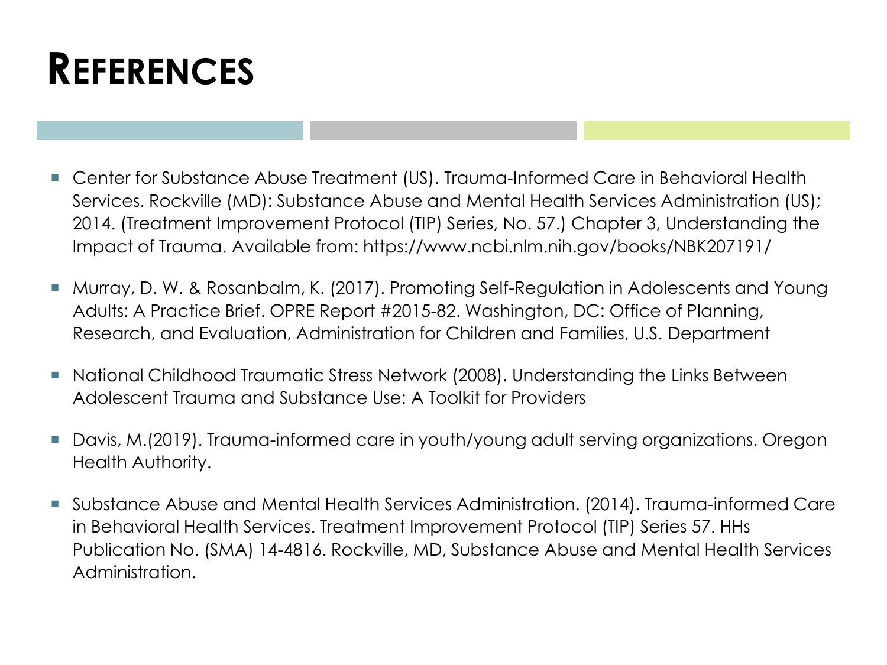# References

- Center for Substance Abuse Treatment (US). Trauma-Informed Care in Behavioral Health Services. Rockville (MD): Substance Abuse and Mental Health Services Administration (US); 2014. (Treatment Improvement Protocol (TIP) Series, No. 57.) Chapter 3, Understanding the Impact of Trauma. Available from: https://www.ncbi.nlm.nih.gov/books/NBK207191/
- Murray, D. W. & Rosanbalm, K. (2017). Promoting Self-Regulation in Adolescents and Young Adults: A Practice Brief. OPRE Report #2015-82. Washington, DC: Office of Planning, Research, and Evaluation, Administration for Children and Families, U.S. Department
- National Childhood Traumatic Stress Network (2008). Understanding the Links Between Adolescent Trauma and Substance Use: A Toolkit for Providers
- Davis, M.(2019). Trauma-informed care in youth/young adult serving organizations. Oregon Health Authority.
- Substance Abuse and Mental Health Services Administration. (2014). Trauma-informed Care in Behavioral Health Services. Treatment Improvement Protocol (TIP) Series 57. HHs Publication No. (SMA) 14-4816. Rockville, MD, Substance Abuse and Mental Health Services Administration.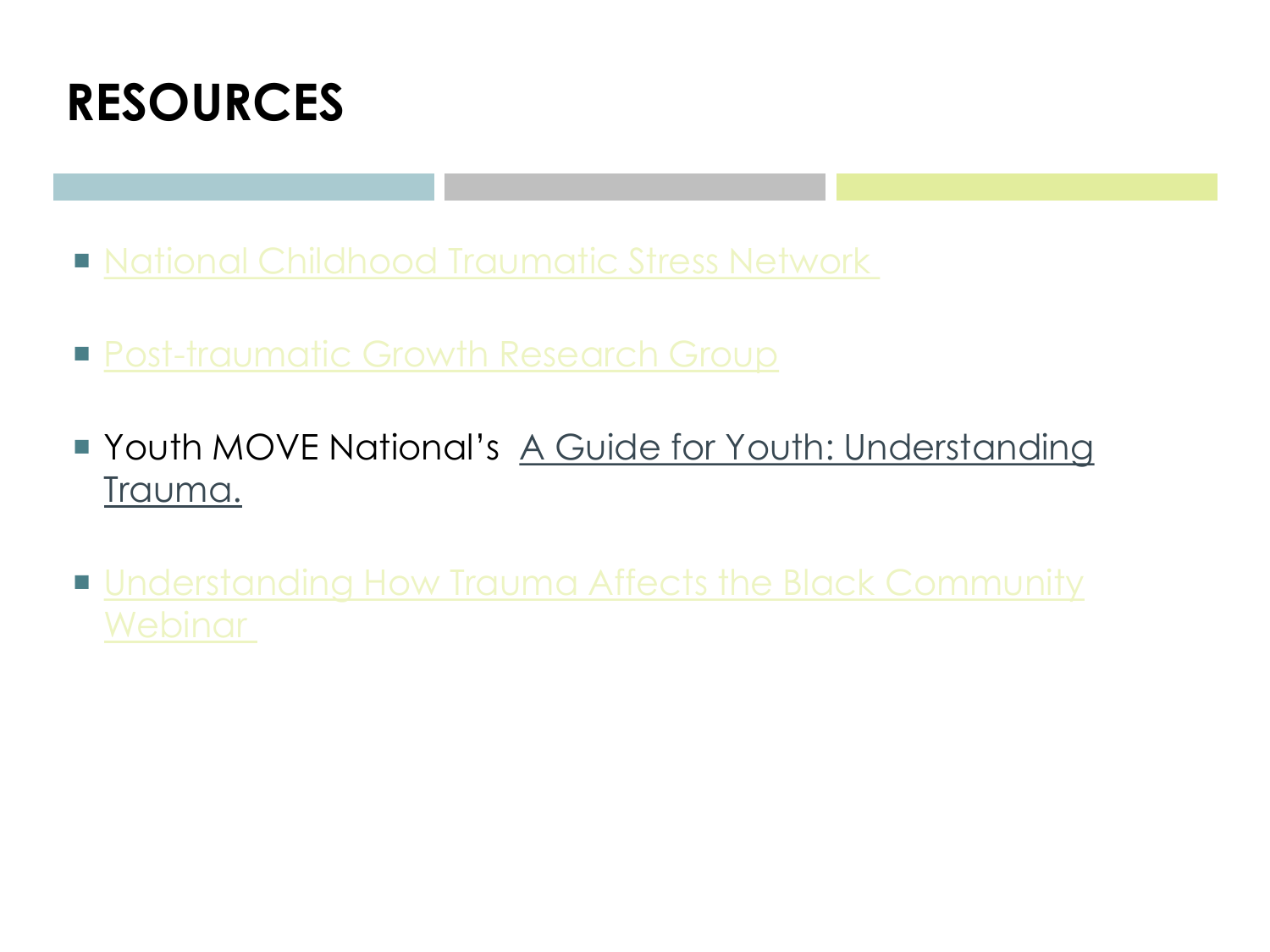# RESOURCES

- National Childhood Traumatic Stress Network
- Post-traumatic Growth Research Group
- Youth MOVE National's A Guide for Youth: Understanding Trauma.
- Understanding How Trauma Affects the Black Community Webinar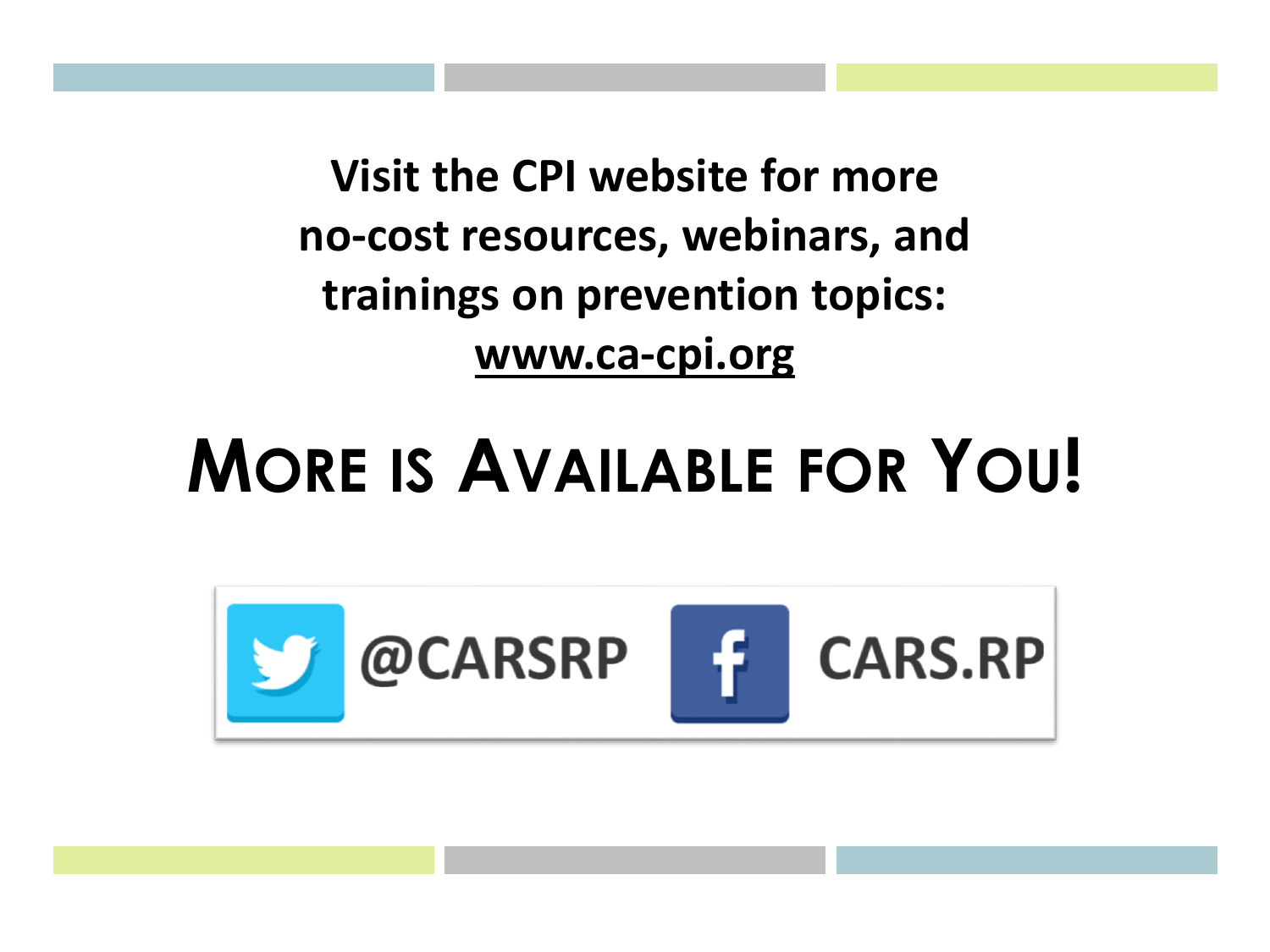**Visit the CPI website for more no-cost resources, webinars, and trainings on prevention topics:**
**www.ca-cpi.org**

# More is Available for You!

@CARSRP

CARS.RP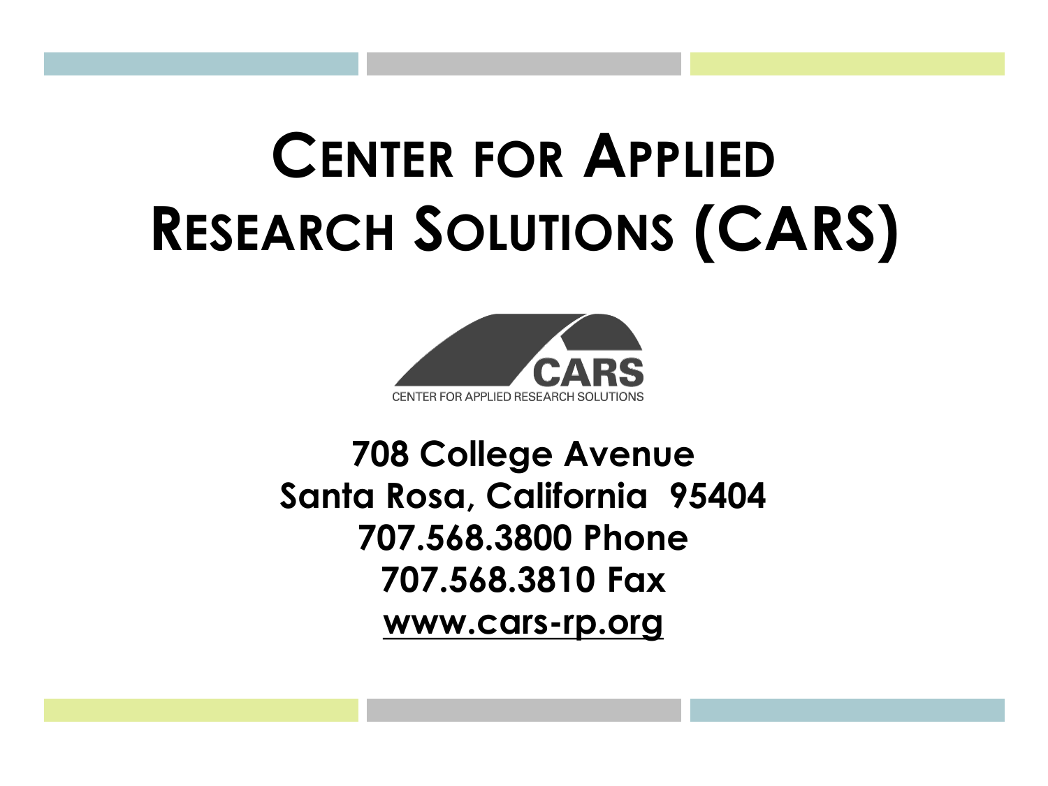# Center for Applied Research Solutions (CARS)

CARS

CENTER FOR APPLIED RESEARCH SOLUTIONS

**708 College Avenue**
**Santa Rosa, California 95404**
**707.568.3800 Phone**
**707.568.3810 Fax**
**www.cars-rp.org**